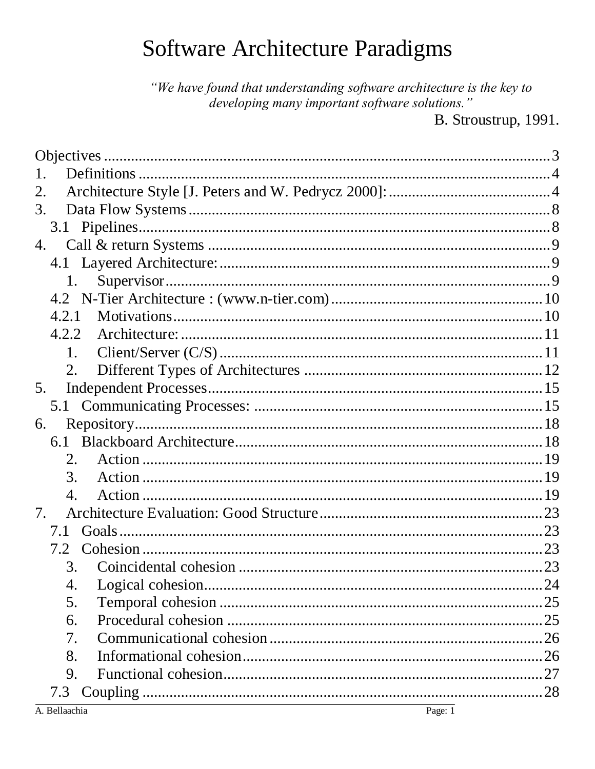# Software Architecture Paradigms

*"We have found that understanding software architecture is the key to developing many important software solutions."*

B. Stroustrup, 1991.

Objectives .................................................. 3
1. Definitions .................................................. 4
2. Architecture Style [J. Peters and W. Pedrycz 2000]: .................................................. 4
3. Data Flow Systems .................................................. 8
   3.1 Pipelines .................................................. 8
4. Call & return Systems .................................................. 9
   4.1 Layered Architecture: .................................................. 9
      1. Supervisor .................................................. 9
   4.2 N-Tier Architecture : (www.n-tier.com) .................................................. 10
   4.2.1 Motivations .................................................. 10
   4.2.2 Architecture: .................................................. 11
      1. Client/Server (C/S) .................................................. 11
      2. Different Types of Architectures .................................................. 12
5. Independent Processes .................................................. 15
   5.1 Communicating Processes: .................................................. 15
6. Repository .................................................. 18
   6.1 Blackboard Architecture .................................................. 18
      2. Action .................................................. 19
      3. Action .................................................. 19
      4. Action .................................................. 19
7. Architecture Evaluation: Good Structure .................................................. 23
   7.1 Goals .................................................. 23
   7.2 Cohesion .................................................. 23
      3. Coincidental cohesion .................................................. 23
      4. Logical cohesion .................................................. 24
      5. Temporal cohesion .................................................. 25
      6. Procedural cohesion .................................................. 25
      7. Communicational cohesion .................................................. 26
      8. Informational cohesion .................................................. 26
      9. Functional cohesion .................................................. 27
   7.3 Coupling .................................................. 28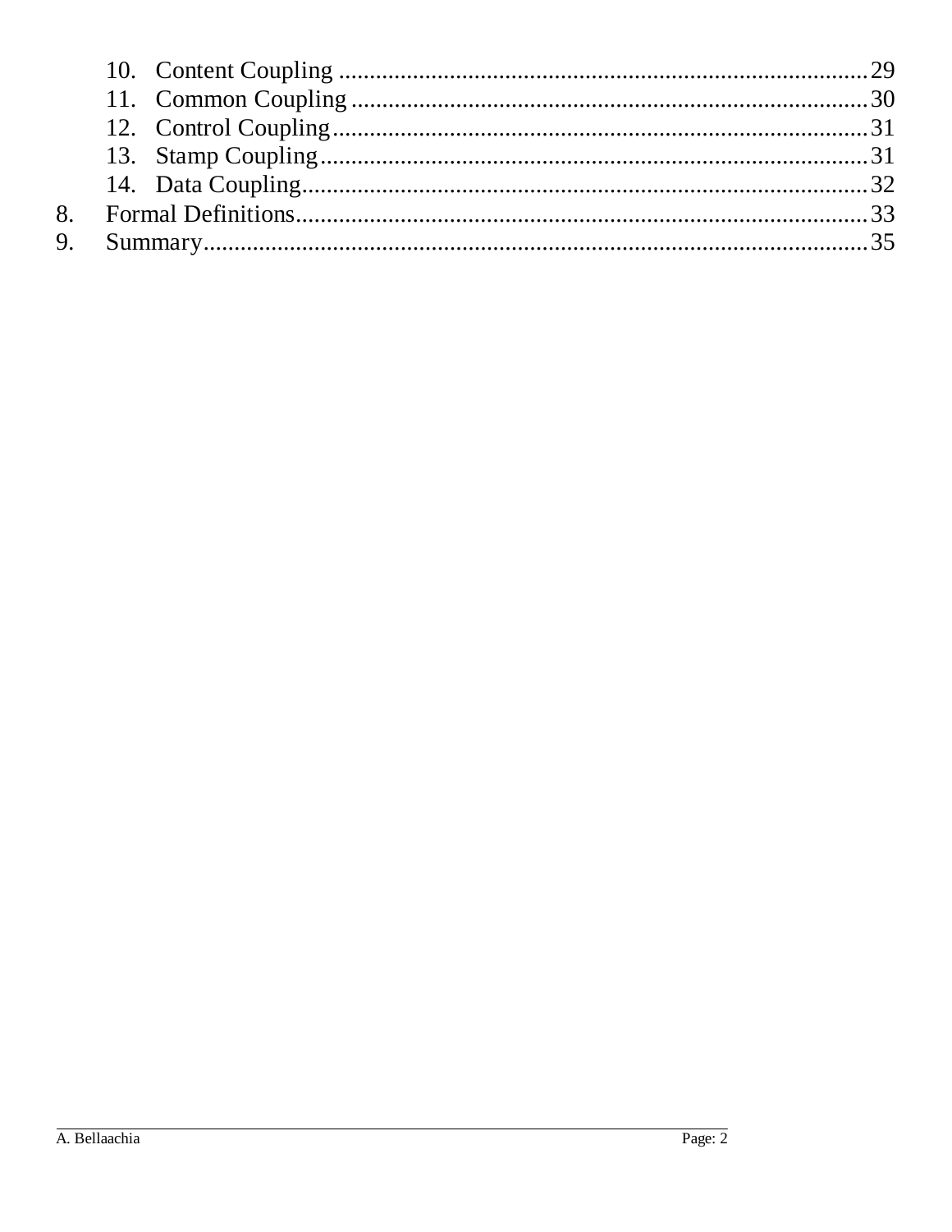10. Content Coupling ........................................................................................ 29
11. Common Coupling ....................................................................................... 30
12. Control Coupling ......................................................................................... 31
13. Stamp Coupling ........................................................................................... 31
14. Data Coupling .............................................................................................. 32

8. Formal Definitions ............................................................................................... 33
9. Summary ............................................................................................................. 35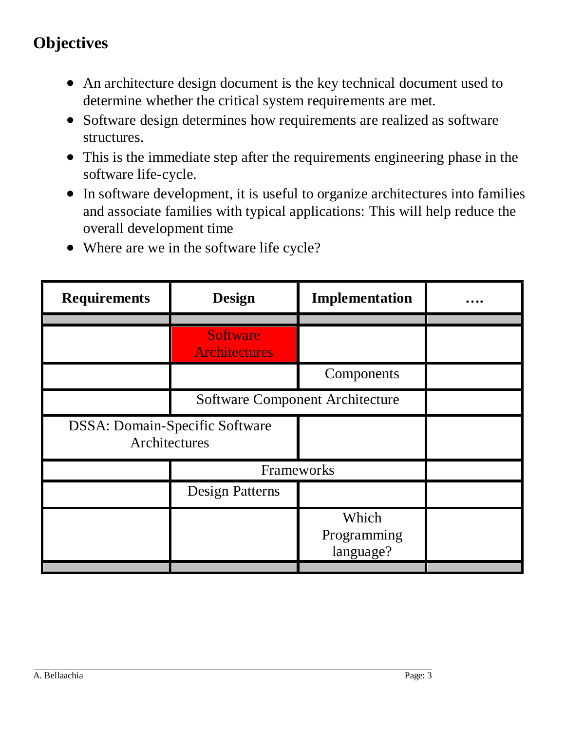## Objectives

- An architecture design document is the key technical document used to determine whether the critical system requirements are met.
- Software design determines how requirements are realized as software structures.
- This is the immediate step after the requirements engineering phase in the software life-cycle.
- In software development, it is useful to organize architectures into families and associate families with typical applications: This will help reduce the overall development time
- Where are we in the software life cycle?

| Requirements | Design | Implementation | …. |
|---|---|---|---|
| | Software Architectures | | |
| | | Components | |
| | Software Component Architecture | | |
| DSSA: Domain-Specific Software Architectures | | | |
| | Frameworks | | |
| | Design Patterns | | |
| | | Which Programming language? | |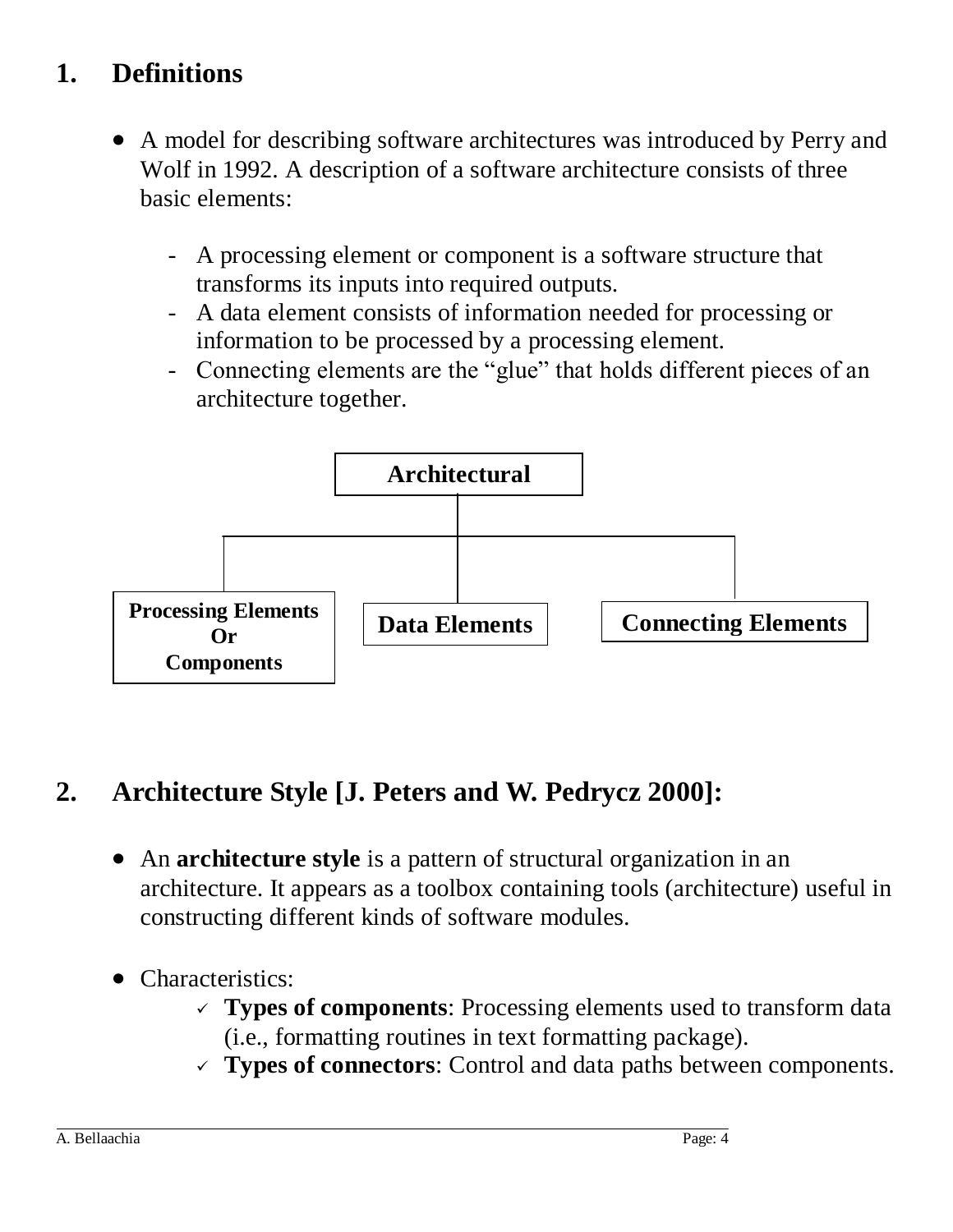## 1. Definitions

- A model for describing software architectures was introduced by Perry and Wolf in 1992. A description of a software architecture consists of three basic elements:

    - A processing element or component is a software structure that transforms its inputs into required outputs.
    - A data element consists of information needed for processing or information to be processed by a processing element.
    - Connecting elements are the "glue" that holds different pieces of an architecture together.

```
                         Architectural
                               |
        -----------------------------------------------
        |                      |                      |
Processing Elements      Data Elements       Connecting Elements
        Or
    Components
```

## 2. Architecture Style [J. Peters and W. Pedrycz 2000]:

- An **architecture style** is a pattern of structural organization in an architecture. It appears as a toolbox containing tools (architecture) useful in constructing different kinds of software modules.

- Characteristics:
    - ✓ **Types of components**: Processing elements used to transform data (i.e., formatting routines in text formatting package).
    - ✓ **Types of connectors**: Control and data paths between components.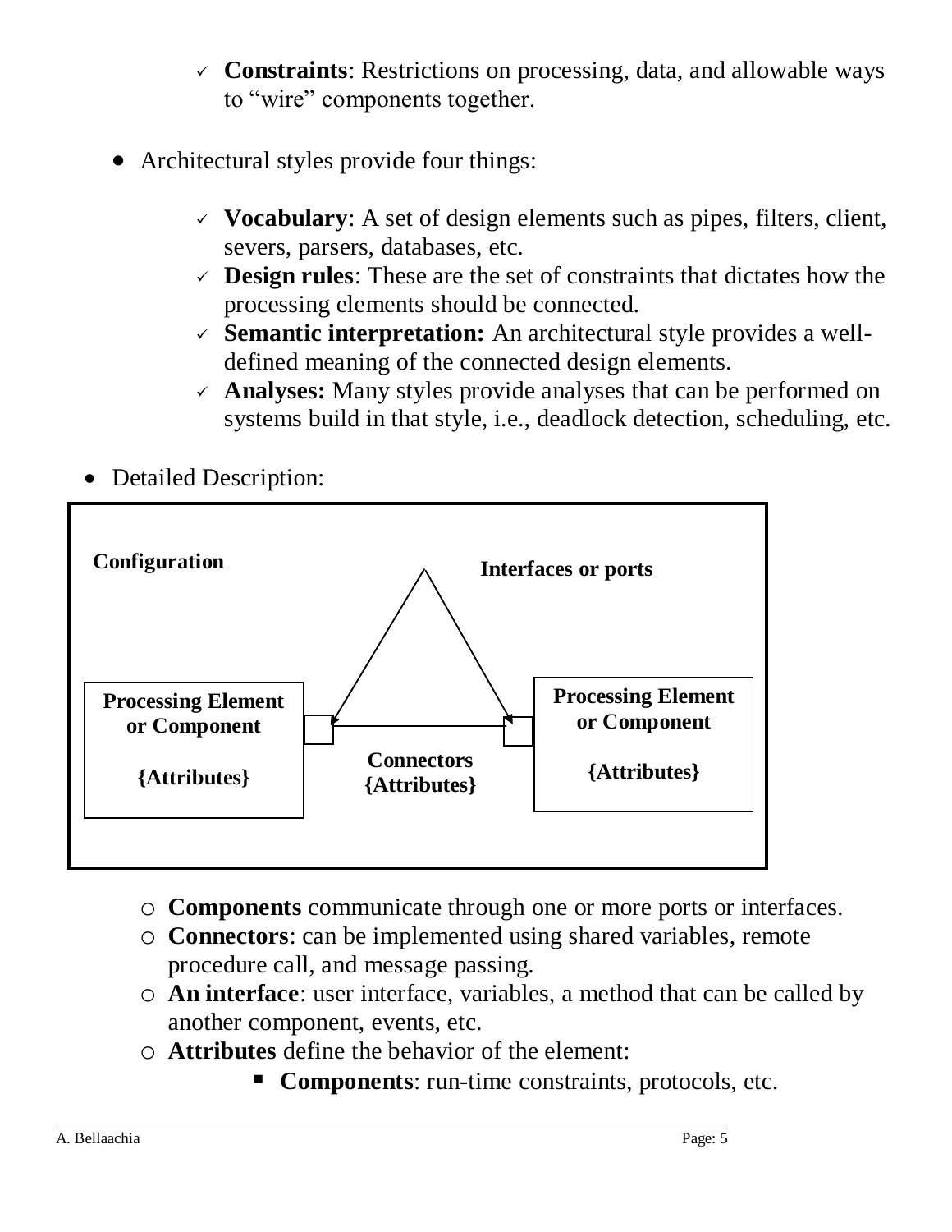- **Constraints**: Restrictions on processing, data, and allowable ways to "wire" components together.

- Architectural styles provide four things:

  - **Vocabulary**: A set of design elements such as pipes, filters, client, severs, parsers, databases, etc.
  - **Design rules**: These are the set of constraints that dictates how the processing elements should be connected.
  - **Semantic interpretation:** An architectural style provides a well-defined meaning of the connected design elements.
  - **Analyses:** Many styles provide analyses that can be performed on systems build in that style, i.e., deadlock detection, scheduling, etc.

- Detailed Description:

**Configuration** — **Interfaces or ports** — **Processing Element or Component {Attributes}** — **Connectors {Attributes}** — **Processing Element or Component {Attributes}**

- **Components** communicate through one or more ports or interfaces.
- **Connectors**: can be implemented using shared variables, remote procedure call, and message passing.
- **An interface**: user interface, variables, a method that can be called by another component, events, etc.
- **Attributes** define the behavior of the element:
  - **Components**: run-time constraints, protocols, etc.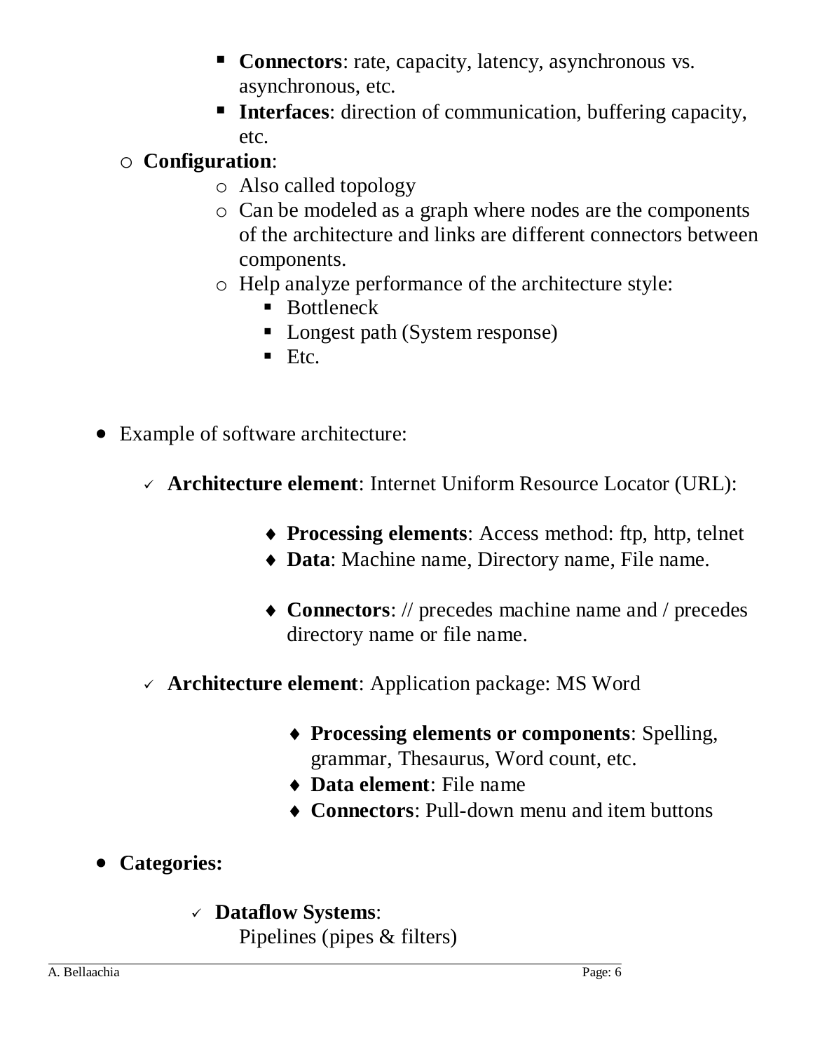- **Connectors**: rate, capacity, latency, asynchronous vs. asynchronous, etc.
- **Interfaces**: direction of communication, buffering capacity, etc.

- **Configuration**:
  - Also called topology
  - Can be modeled as a graph where nodes are the components of the architecture and links are different connectors between components.
  - Help analyze performance of the architecture style:
    - Bottleneck
    - Longest path (System response)
    - Etc.

- Example of software architecture:

  - **Architecture element**: Internet Uniform Resource Locator (URL):

    - **Processing elements**: Access method: ftp, http, telnet
    - **Data**: Machine name, Directory name, File name.
    - **Connectors**: // precedes machine name and / precedes directory name or file name.

  - **Architecture element**: Application package: MS Word

    - **Processing elements or components**: Spelling, grammar, Thesaurus, Word count, etc.
    - **Data element**: File name
    - **Connectors**: Pull-down menu and item buttons

- **Categories:**

  - **Dataflow Systems**:
    Pipelines (pipes & filters)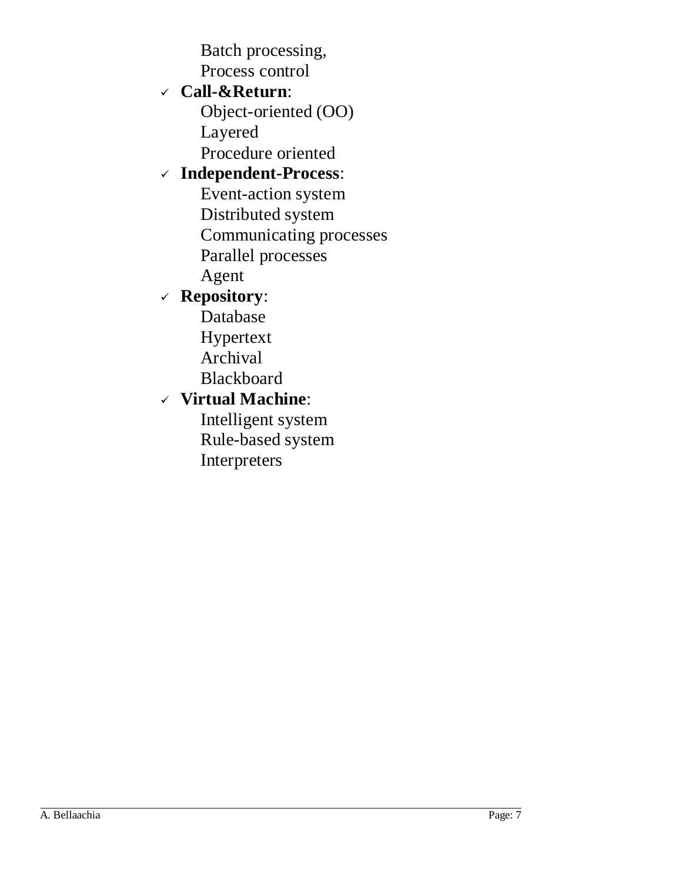Batch processing,
  Process control

- ✓ **Call-&Return**:
  - Object-oriented (OO)
  - Layered
  - Procedure oriented
- ✓ **Independent-Process**:
  - Event-action system
  - Distributed system
  - Communicating processes
  - Parallel processes
  - Agent
- ✓ **Repository**:
  - Database
  - Hypertext
  - Archival
  - Blackboard
- ✓ **Virtual Machine**:
  - Intelligent system
  - Rule-based system
  - Interpreters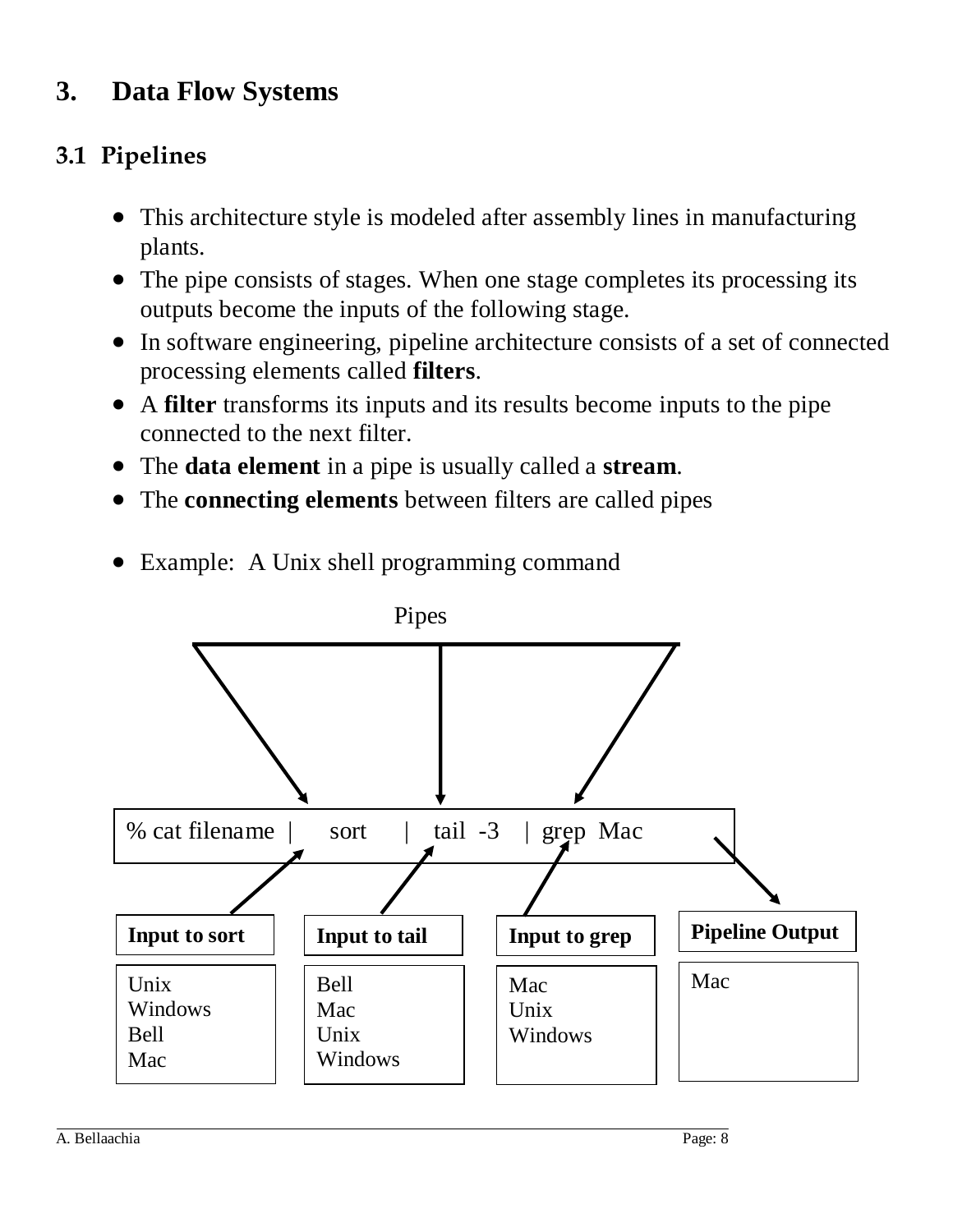# 3. Data Flow Systems

## 3.1 Pipelines

- This architecture style is modeled after assembly lines in manufacturing plants.
- The pipe consists of stages. When one stage completes its processing its outputs become the inputs of the following stage.
- In software engineering, pipeline architecture consists of a set of connected processing elements called **filters**.
- A **filter** transforms its inputs and its results become inputs to the pipe connected to the next filter.
- The **data element** in a pipe is usually called a **stream**.
- The **connecting elements** between filters are called pipes

- Example: A Unix shell programming command

Pipes

```
% cat filename |    sort    |   tail -3   | grep Mac
```

| Input to sort | Input to tail | Input to grep | Pipeline Output |
|---|---|---|---|
| Unix<br>Windows<br>Bell<br>Mac | Bell<br>Mac<br>Unix<br>Windows | Mac<br>Unix<br>Windows | Mac |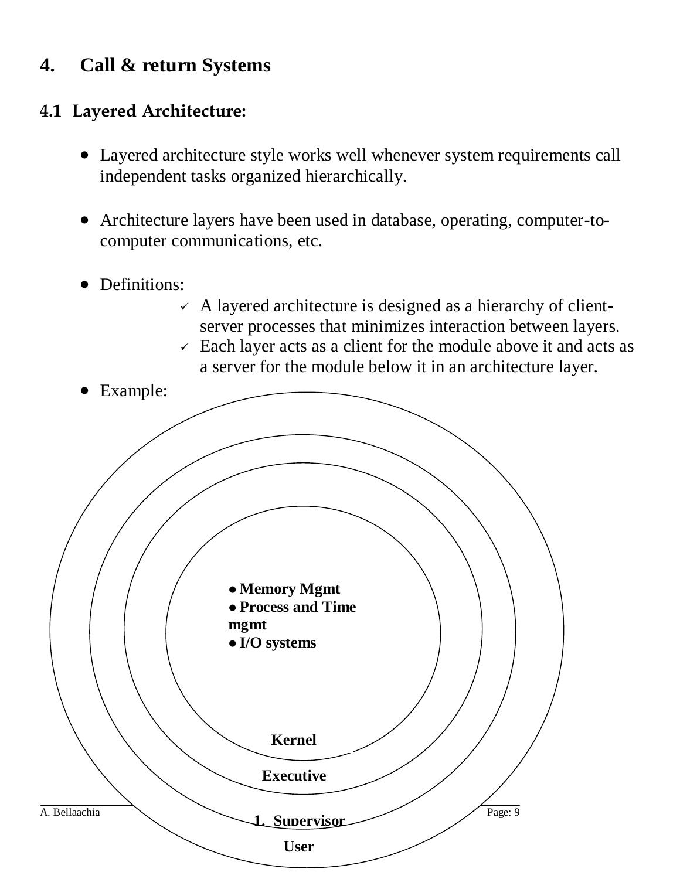## 4. Call & return Systems

### 4.1 Layered Architecture:

- Layered architecture style works well whenever system requirements call independent tasks organized hierarchically.

- Architecture layers have been used in database, operating, computer-to-computer communications, etc.

- Definitions:
  - ✓ A layered architecture is designed as a hierarchy of client-server processes that minimizes interaction between layers.
  - ✓ Each layer acts as a client for the module above it and acts as a server for the module below it in an architecture layer.

- Example:

**• Memory Mgmt**
**• Process and Time mgmt**
**• I/O systems**

**Kernel**

**Executive**

**1. Supervisor**

**User**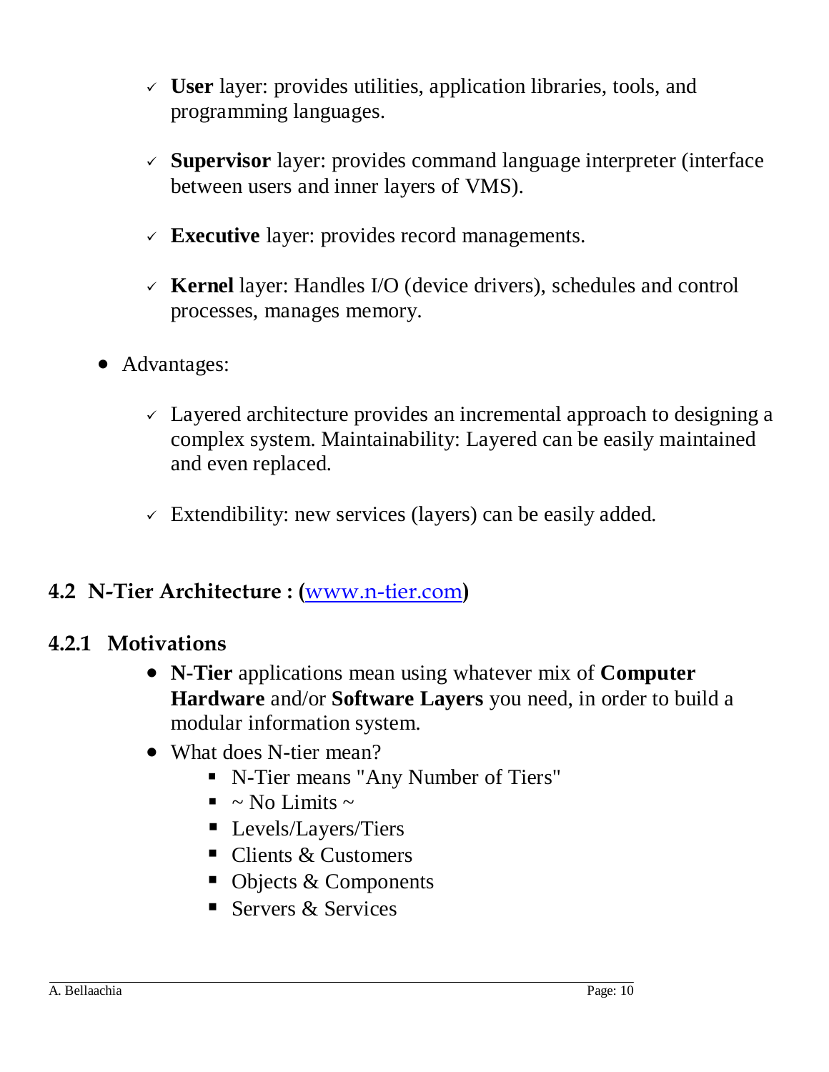- **User** layer: provides utilities, application libraries, tools, and programming languages.

- **Supervisor** layer: provides command language interpreter (interface between users and inner layers of VMS).

- **Executive** layer: provides record managements.

- **Kernel** layer: Handles I/O (device drivers), schedules and control processes, manages memory.

- Advantages:

    - Layered architecture provides an incremental approach to designing a complex system. Maintainability: Layered can be easily maintained and even replaced.

    - Extendibility: new services (layers) can be easily added.

## 4.2 N-Tier Architecture : ([www.n-tier.com](http://www.n-tier.com))

### 4.2.1 Motivations

- **N-Tier** applications mean using whatever mix of **Computer Hardware** and/or **Software Layers** you need, in order to build a modular information system.
- What does N-tier mean?
    - N-Tier means "Any Number of Tiers"
    - ~ No Limits ~
    - Levels/Layers/Tiers
    - Clients & Customers
    - Objects & Components
    - Servers & Services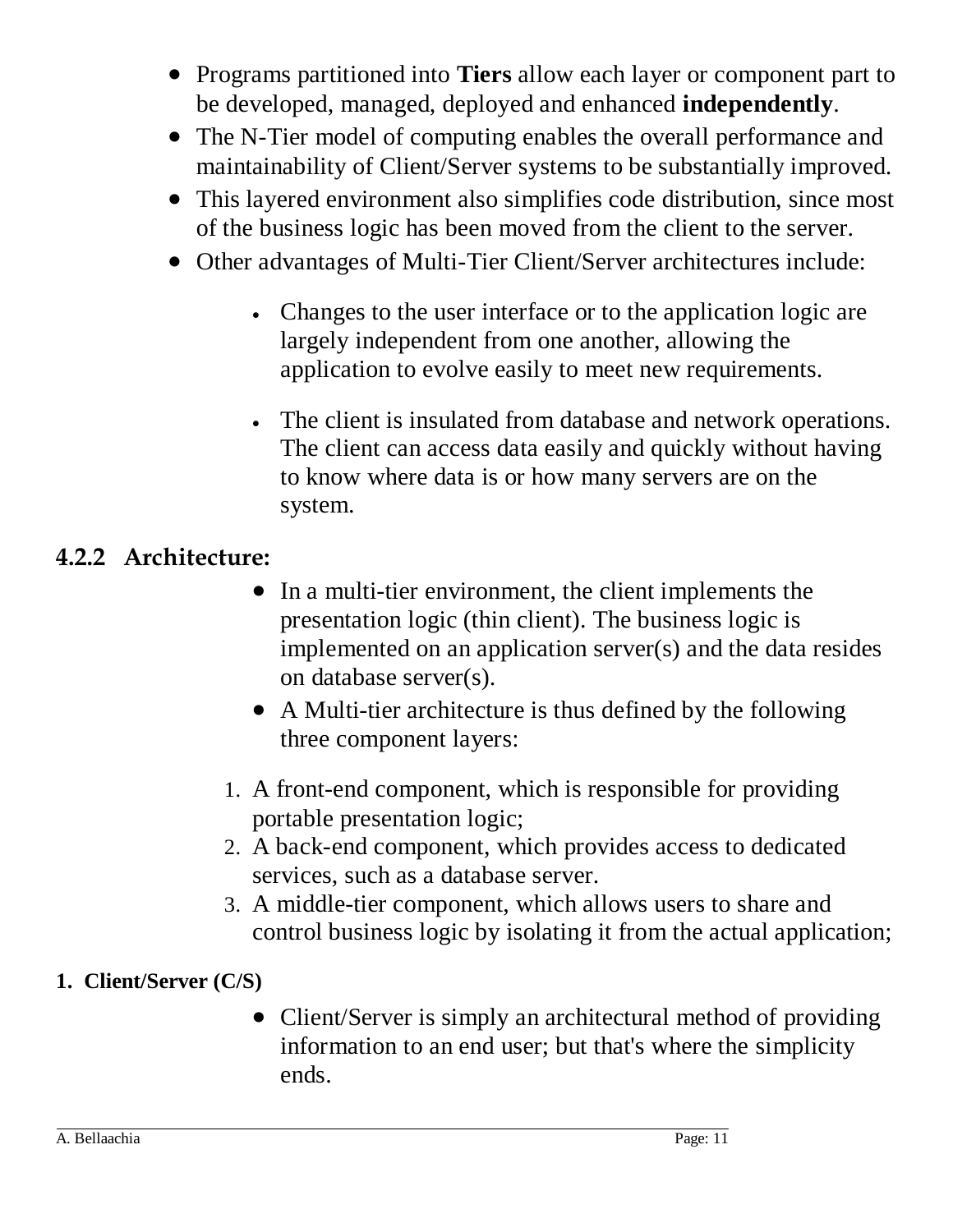- Programs partitioned into **Tiers** allow each layer or component part to be developed, managed, deployed and enhanced **independently**.
- The N-Tier model of computing enables the overall performance and maintainability of Client/Server systems to be substantially improved.
- This layered environment also simplifies code distribution, since most of the business logic has been moved from the client to the server.
- Other advantages of Multi-Tier Client/Server architectures include:
  - Changes to the user interface or to the application logic are largely independent from one another, allowing the application to evolve easily to meet new requirements.
  - The client is insulated from database and network operations. The client can access data easily and quickly without having to know where data is or how many servers are on the system.

### 4.2.2 Architecture:

- In a multi-tier environment, the client implements the presentation logic (thin client). The business logic is implemented on an application server(s) and the data resides on database server(s).
- A Multi-tier architecture is thus defined by the following three component layers:

1. A front-end component, which is responsible for providing portable presentation logic;
2. A back-end component, which provides access to dedicated services, such as a database server.
3. A middle-tier component, which allows users to share and control business logic by isolating it from the actual application;

**1. Client/Server (C/S)**

- Client/Server is simply an architectural method of providing information to an end user; but that's where the simplicity ends.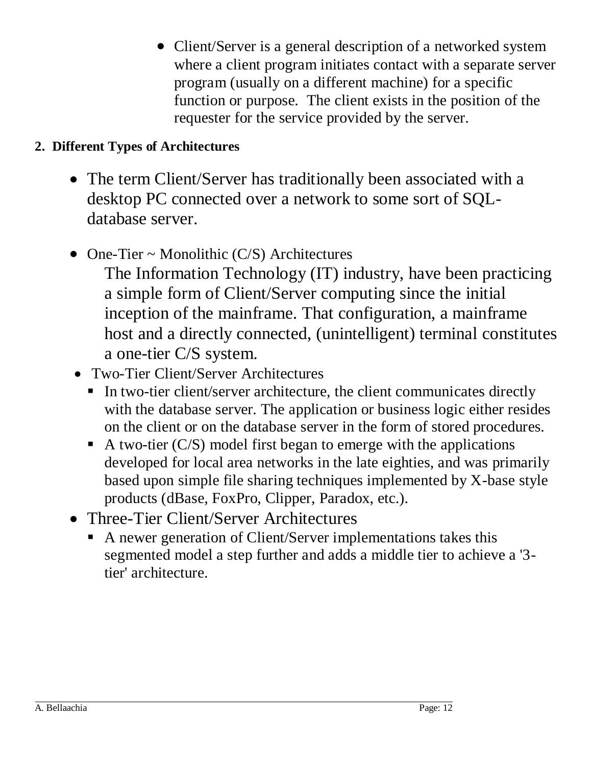- Client/Server is a general description of a networked system where a client program initiates contact with a separate server program (usually on a different machine) for a specific function or purpose. The client exists in the position of the requester for the service provided by the server.

## 2. Different Types of Architectures

- The term Client/Server has traditionally been associated with a desktop PC connected over a network to some sort of SQL-database server.

- One-Tier ~ Monolithic (C/S) Architectures

  The Information Technology (IT) industry, have been practicing a simple form of Client/Server computing since the initial inception of the mainframe. That configuration, a mainframe host and a directly connected, (unintelligent) terminal constitutes a one-tier C/S system.

- Two-Tier Client/Server Architectures
  - In two-tier client/server architecture, the client communicates directly with the database server. The application or business logic either resides on the client or on the database server in the form of stored procedures.
  - A two-tier (C/S) model first began to emerge with the applications developed for local area networks in the late eighties, and was primarily based upon simple file sharing techniques implemented by X-base style products (dBase, FoxPro, Clipper, Paradox, etc.).
- Three-Tier Client/Server Architectures
  - A newer generation of Client/Server implementations takes this segmented model a step further and adds a middle tier to achieve a '3-tier' architecture.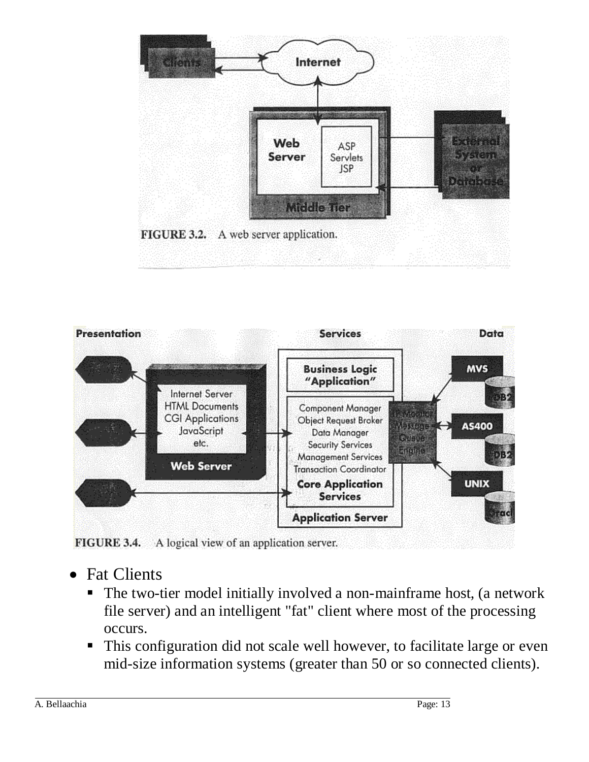FIGURE 3.2. A web server application.

FIGURE 3.4. A logical view of an application server.

- Fat Clients
  - The two-tier model initially involved a non-mainframe host, (a network file server) and an intelligent "fat" client where most of the processing occurs.
  - This configuration did not scale well however, to facilitate large or even mid-size information systems (greater than 50 or so connected clients).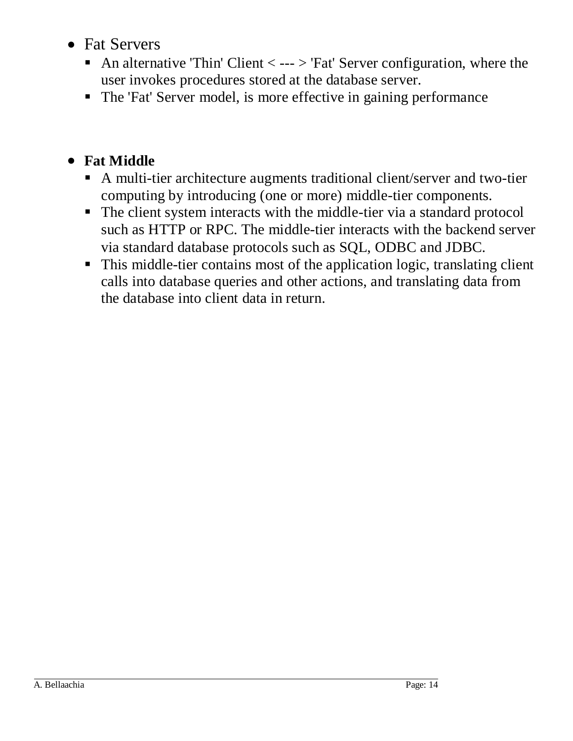- Fat Servers
  - An alternative 'Thin' Client < --- > 'Fat' Server configuration, where the user invokes procedures stored at the database server.
  - The 'Fat' Server model, is more effective in gaining performance

- **Fat Middle**
  - A multi-tier architecture augments traditional client/server and two-tier computing by introducing (one or more) middle-tier components.
  - The client system interacts with the middle-tier via a standard protocol such as HTTP or RPC. The middle-tier interacts with the backend server via standard database protocols such as SQL, ODBC and JDBC.
  - This middle-tier contains most of the application logic, translating client calls into database queries and other actions, and translating data from the database into client data in return.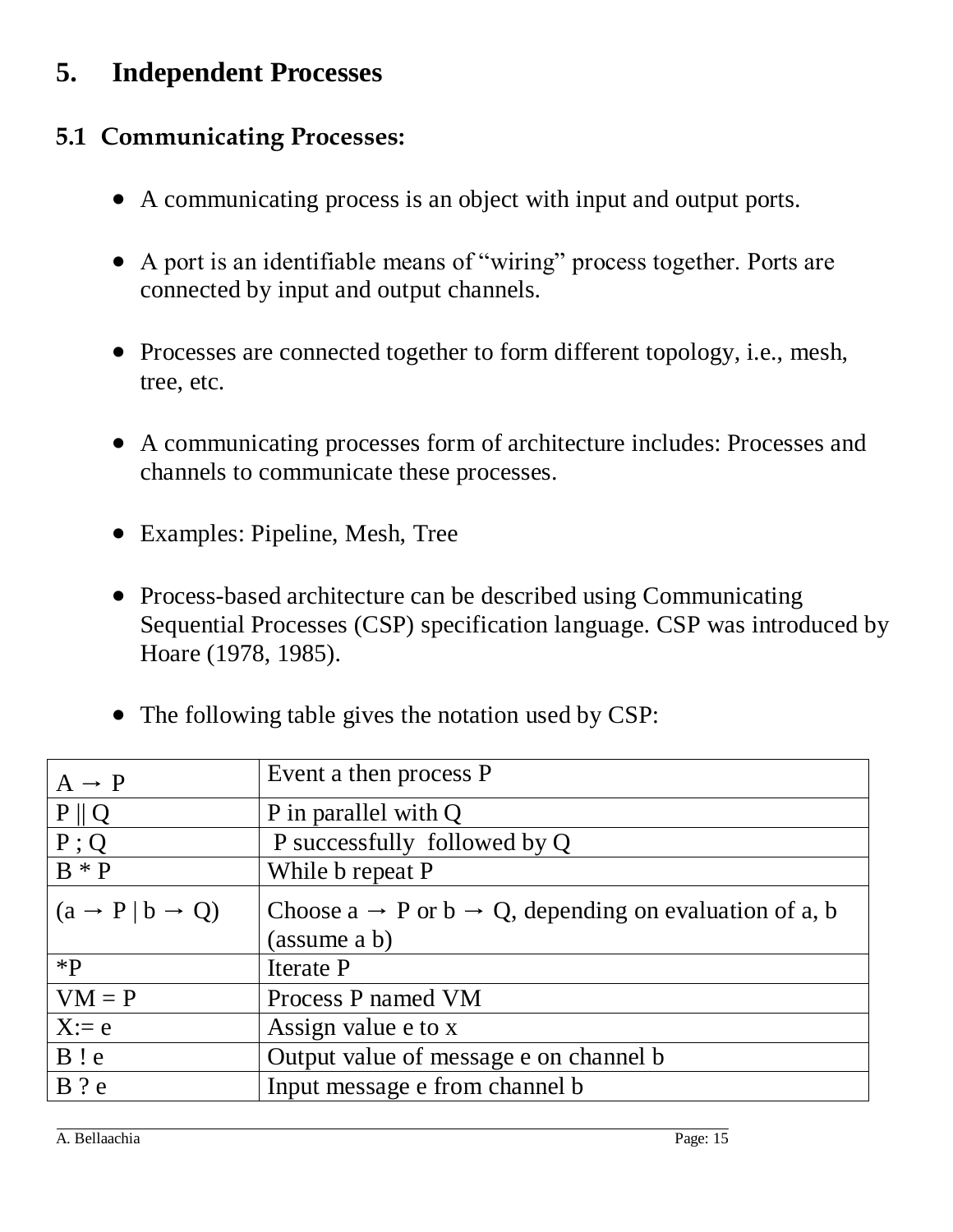# 5. Independent Processes

## 5.1 Communicating Processes:

- A communicating process is an object with input and output ports.
- A port is an identifiable means of "wiring" process together. Ports are connected by input and output channels.
- Processes are connected together to form different topology, i.e., mesh, tree, etc.
- A communicating processes form of architecture includes: Processes and channels to communicate these processes.
- Examples: Pipeline, Mesh, Tree
- Process-based architecture can be described using Communicating Sequential Processes (CSP) specification language. CSP was introduced by Hoare (1978, 1985).
- The following table gives the notation used by CSP:

| | |
|---|---|
| A → P | Event a then process P |
| P \|\| Q | P in parallel with Q |
| P ; Q | P successfully followed by Q |
| B * P | While b repeat P |
| (a → P \| b → Q) | Choose a → P or b → Q, depending on evaluation of a, b (assume a b) |
| *P | Iterate P |
| VM = P | Process P named VM |
| X:= e | Assign value e to x |
| B ! e | Output value of message e on channel b |
| B ? e | Input message e from channel b |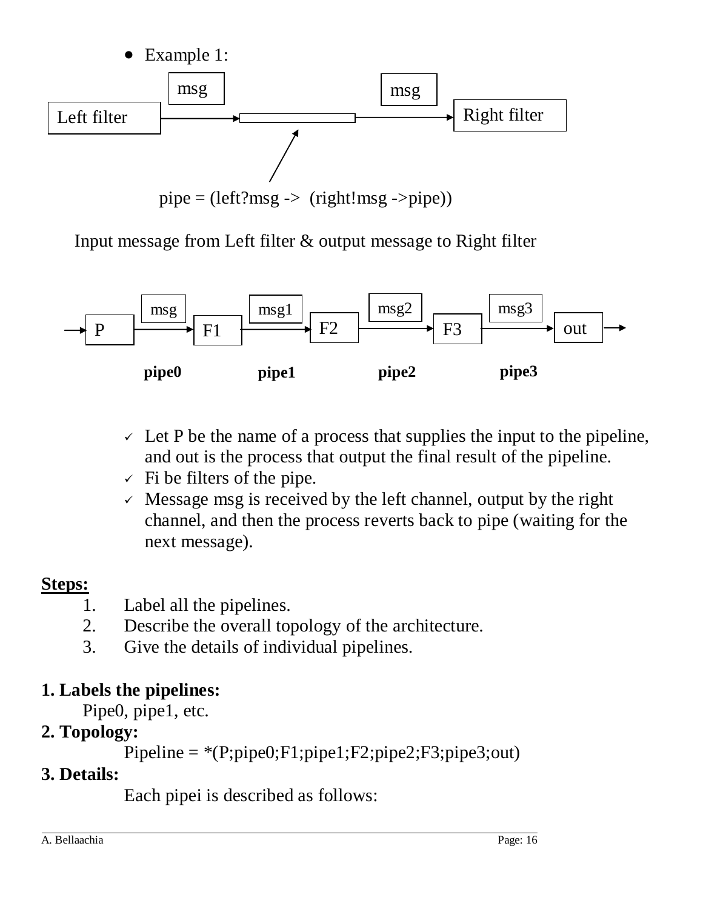- Example 1:

msg &nbsp;&nbsp;&nbsp;&nbsp;&nbsp;&nbsp;&nbsp;&nbsp;&nbsp;&nbsp;&nbsp;&nbsp;&nbsp;&nbsp;&nbsp;&nbsp; msg

Left filter → [ ] → Right filter

pipe = (left?msg -> (right!msg ->pipe))

Input message from Left filter & output message to Right filter

→ P →(msg) F1 →(msg1) F2 →(msg2) F3 →(msg3) out →

**pipe0** &nbsp;&nbsp;&nbsp;&nbsp; **pipe1** &nbsp;&nbsp;&nbsp;&nbsp; **pipe2** &nbsp;&nbsp;&nbsp;&nbsp; **pipe3**

- ✓ Let P be the name of a process that supplies the input to the pipeline, and out is the process that output the final result of the pipeline.
- ✓ Fi be filters of the pipe.
- ✓ Message msg is received by the left channel, output by the right channel, and then the process reverts back to pipe (waiting for the next message).

**<u>Steps:</u>**

1. Label all the pipelines.
2. Describe the overall topology of the architecture.
3. Give the details of individual pipelines.

**1. Labels the pipelines:**

Pipe0, pipe1, etc.

**2. Topology:**

Pipeline = *(P;pipe0;F1;pipe1;F2;pipe2;F3;pipe3;out)

**3. Details:**

Each pipei is described as follows: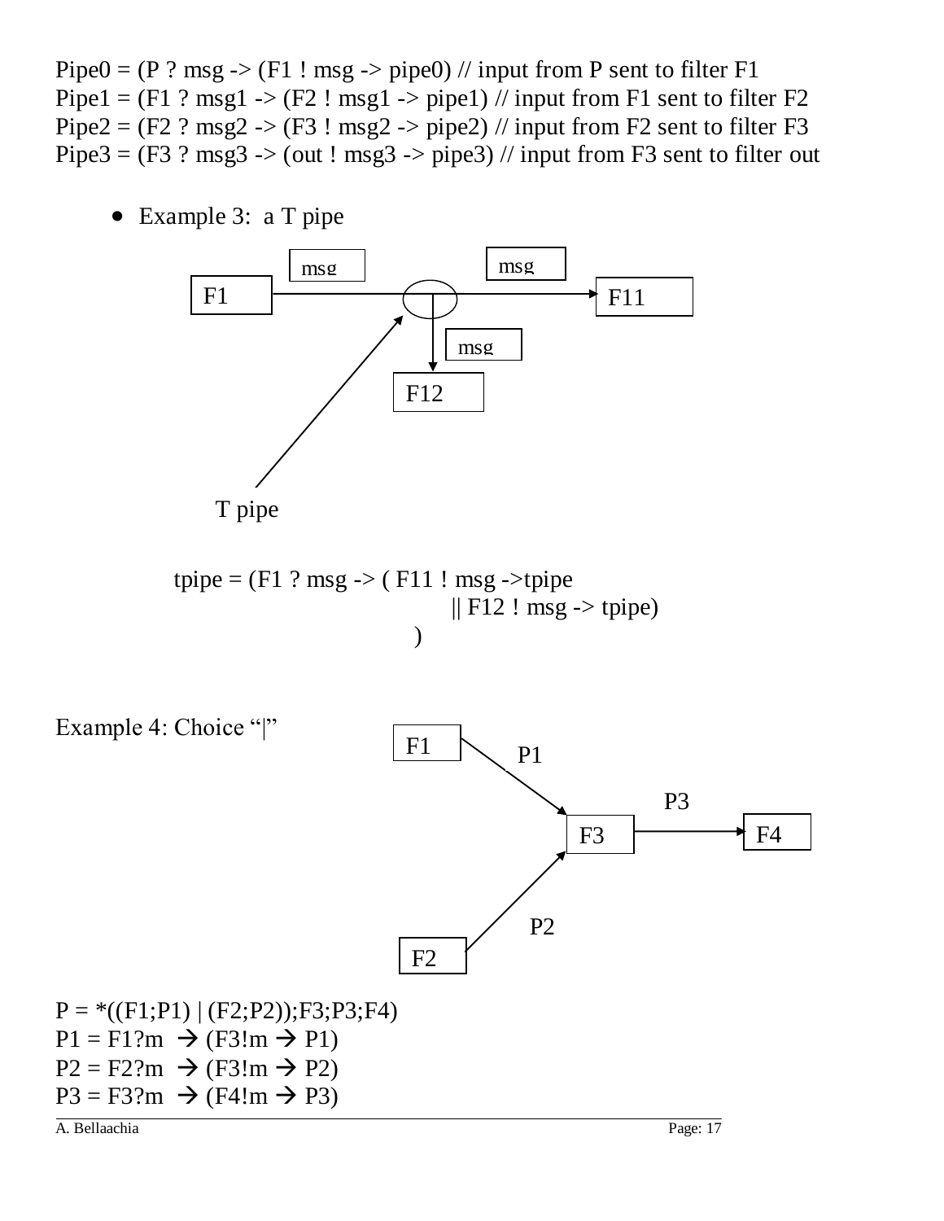Pipe0 = (P ? msg -> (F1 ! msg -> pipe0) // input from P sent to filter F1
Pipe1 = (F1 ? msg1 -> (F2 ! msg1 -> pipe1) // input from F1 sent to filter F2
Pipe2 = (F2 ? msg2 -> (F3 ! msg2 -> pipe2) // input from F2 sent to filter F3
Pipe3 = (F3 ? msg3 -> (out ! msg3 -> pipe3) // input from F3 sent to filter out

- Example 3: a T pipe

F1 — msg — (T pipe) — msg — F11

(T pipe) — msg — F12

T pipe

```
tpipe = (F1 ? msg -> ( F11 ! msg ->tpipe
                      || F12 ! msg -> tpipe)
        )
```

Example 4: Choice "|"

F1 — P1 → F3 — P3 → F4

F2 — P2 → F3

P = *((F1;P1) | (F2;P2));F3;P3;F4)
P1 = F1?m → (F3!m → P1)
P2 = F2?m → (F3!m → P2)
P3 = F3?m → (F4!m → P3)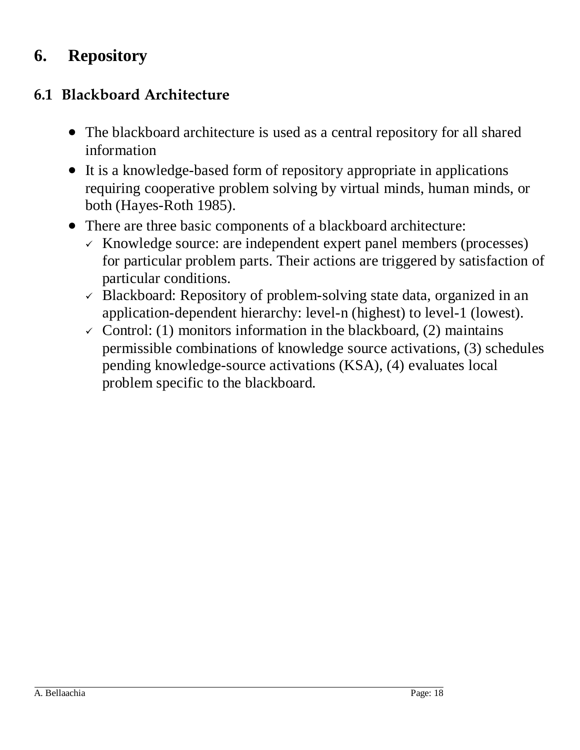# 6. Repository

## 6.1 Blackboard Architecture

- The blackboard architecture is used as a central repository for all shared information
- It is a knowledge-based form of repository appropriate in applications requiring cooperative problem solving by virtual minds, human minds, or both (Hayes-Roth 1985).
- There are three basic components of a blackboard architecture:
  - ✓ Knowledge source: are independent expert panel members (processes) for particular problem parts. Their actions are triggered by satisfaction of particular conditions.
  - ✓ Blackboard: Repository of problem-solving state data, organized in an application-dependent hierarchy: level-n (highest) to level-1 (lowest).
  - ✓ Control: (1) monitors information in the blackboard, (2) maintains permissible combinations of knowledge source activations, (3) schedules pending knowledge-source activations (KSA), (4) evaluates local problem specific to the blackboard.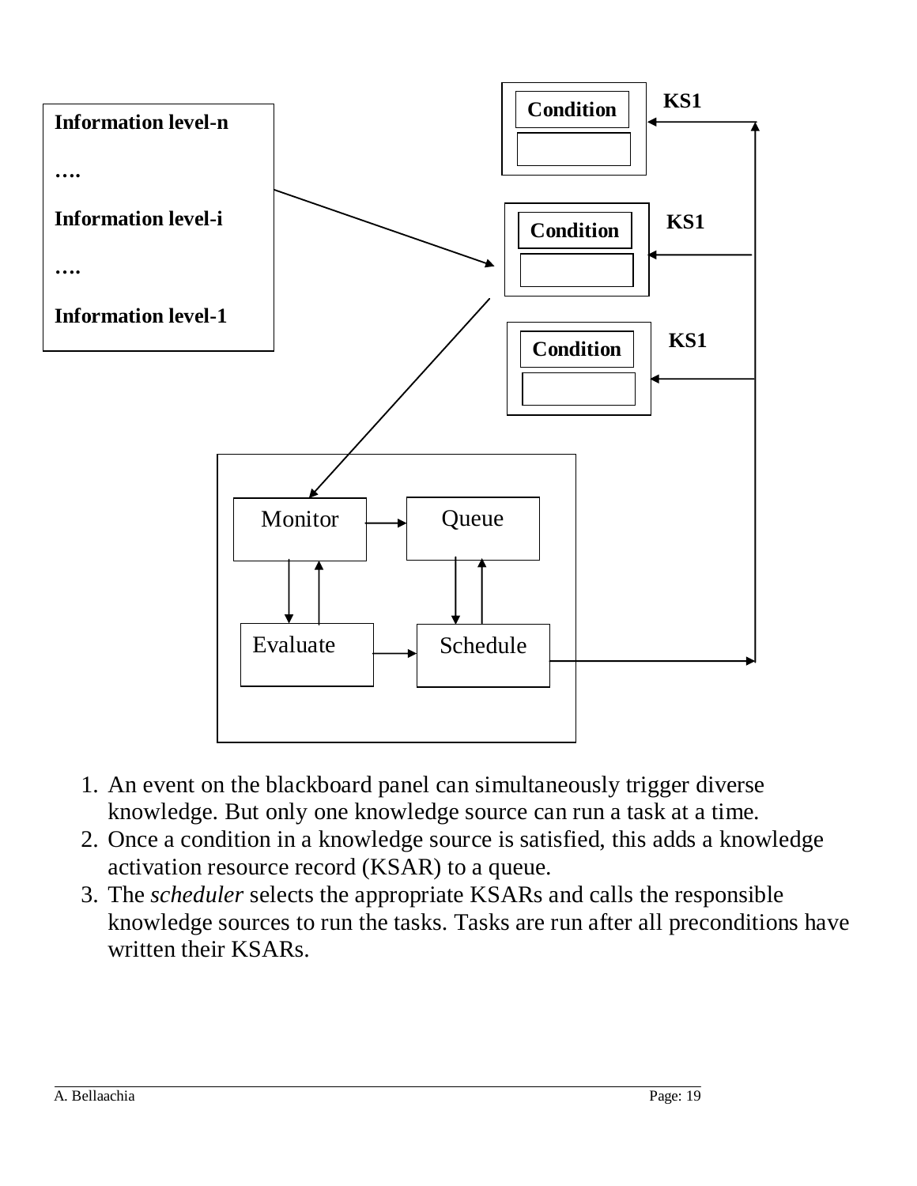Information level-n

….

Information level-i

….

Information level-1

Condition KS1

Condition KS1

Condition KS1

Monitor Queue

Evaluate Schedule

1. An event on the blackboard panel can simultaneously trigger diverse knowledge. But only one knowledge source can run a task at a time.
2. Once a condition in a knowledge source is satisfied, this adds a knowledge activation resource record (KSAR) to a queue.
3. The *scheduler* selects the appropriate KSARs and calls the responsible knowledge sources to run the tasks. Tasks are run after all preconditions have written their KSARs.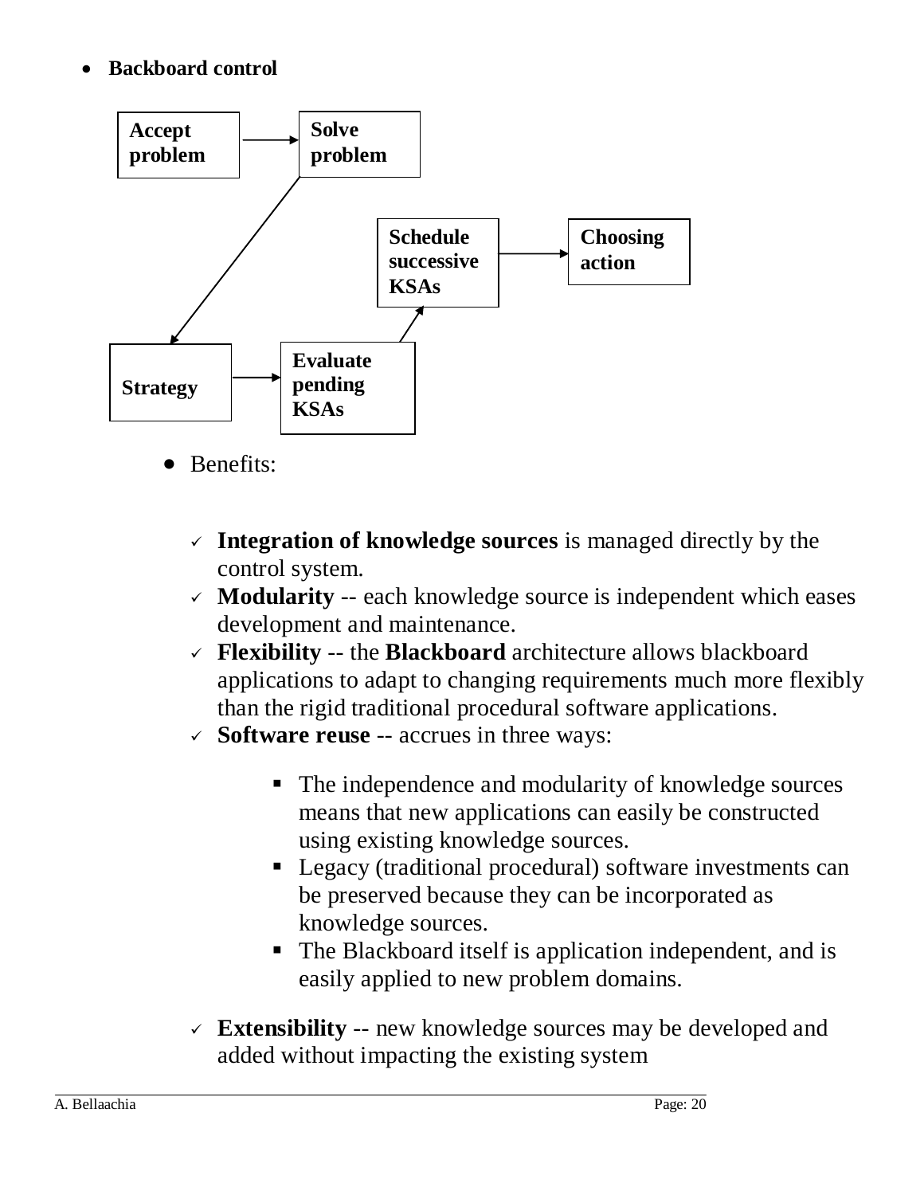- **Backboard control**

Accept problem → Solve problem → Strategy → Evaluate pending KSAs → Schedule successive KSAs → Choosing action

- Benefits:

  - **Integration of knowledge sources** is managed directly by the control system.
  - **Modularity** -- each knowledge source is independent which eases development and maintenance.
  - **Flexibility** -- the **Blackboard** architecture allows blackboard applications to adapt to changing requirements much more flexibly than the rigid traditional procedural software applications.
  - **Software reuse** -- accrues in three ways:
    - The independence and modularity of knowledge sources means that new applications can easily be constructed using existing knowledge sources.
    - Legacy (traditional procedural) software investments can be preserved because they can be incorporated as knowledge sources.
    - The Blackboard itself is application independent, and is easily applied to new problem domains.
  - **Extensibility** -- new knowledge sources may be developed and added without impacting the existing system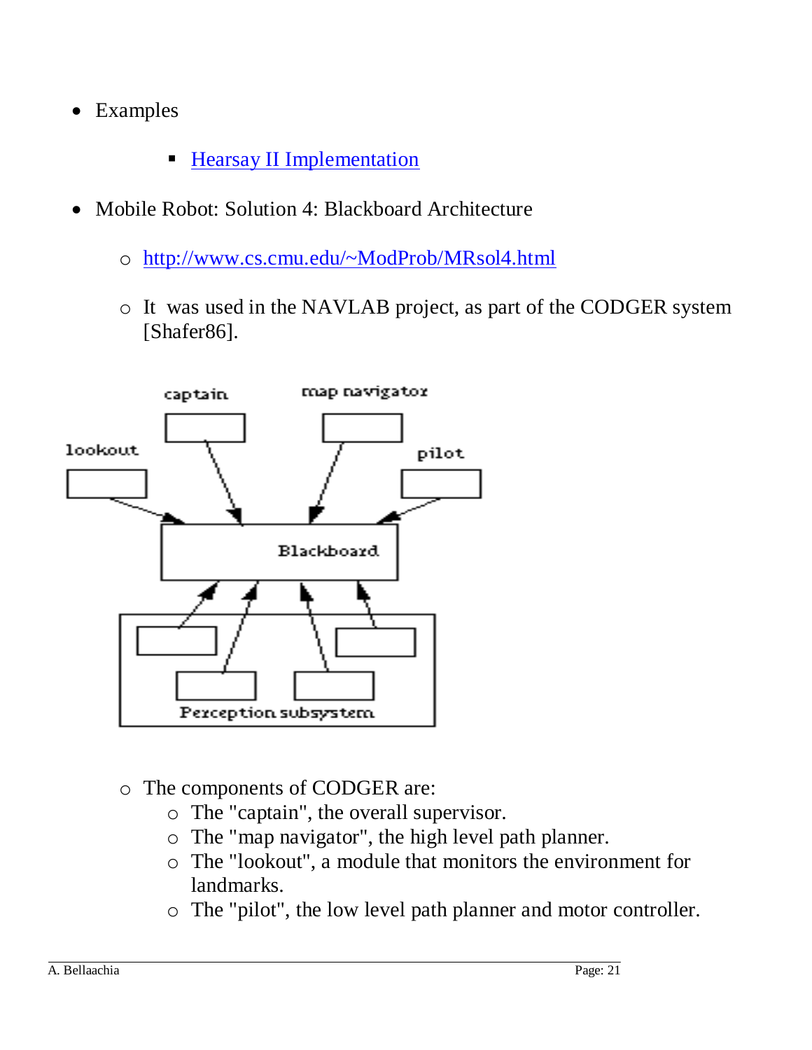- Examples
    - [Hearsay II Implementation]()

- Mobile Robot: Solution 4: Blackboard Architecture
    - [http://www.cs.cmu.edu/~ModProb/MRsol4.html](http://www.cs.cmu.edu/~ModProb/MRsol4.html)
    - It was used in the NAVLAB project, as part of the CODGER system [Shafer86].

    - The components of CODGER are:
        - The "captain", the overall supervisor.
        - The "map navigator", the high level path planner.
        - The "lookout", a module that monitors the environment for landmarks.
        - The "pilot", the low level path planner and motor controller.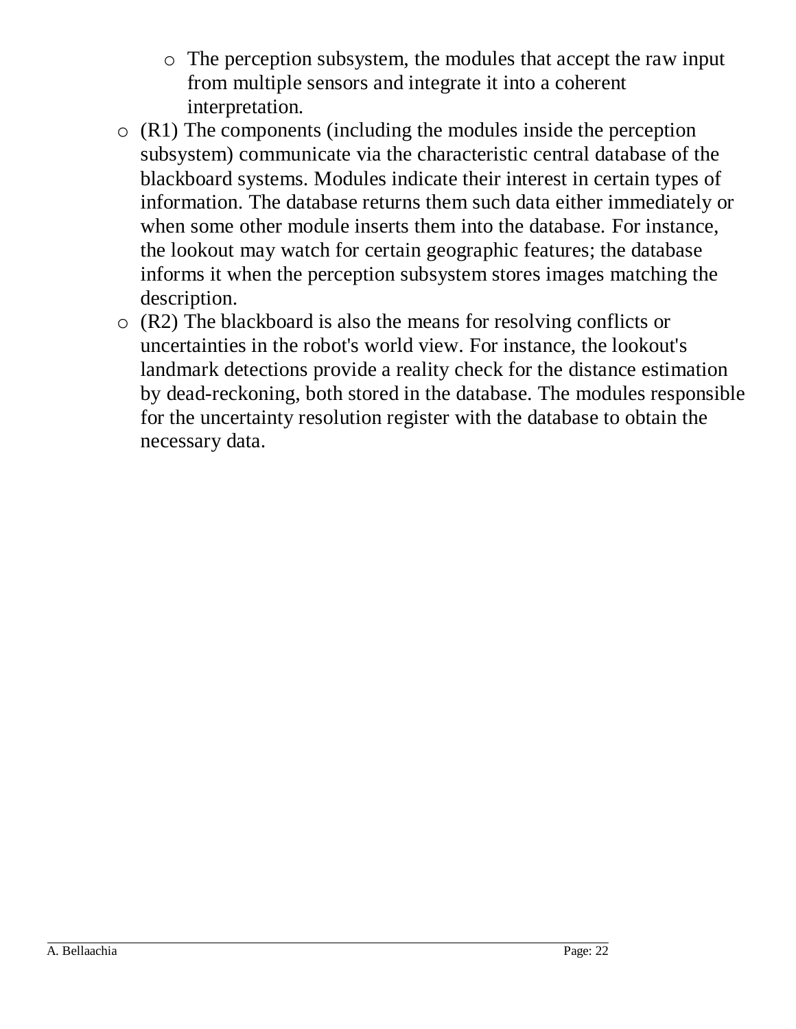- The perception subsystem, the modules that accept the raw input from multiple sensors and integrate it into a coherent interpretation.
- (R1) The components (including the modules inside the perception subsystem) communicate via the characteristic central database of the blackboard systems. Modules indicate their interest in certain types of information. The database returns them such data either immediately or when some other module inserts them into the database. For instance, the lookout may watch for certain geographic features; the database informs it when the perception subsystem stores images matching the description.
- (R2) The blackboard is also the means for resolving conflicts or uncertainties in the robot's world view. For instance, the lookout's landmark detections provide a reality check for the distance estimation by dead-reckoning, both stored in the database. The modules responsible for the uncertainty resolution register with the database to obtain the necessary data.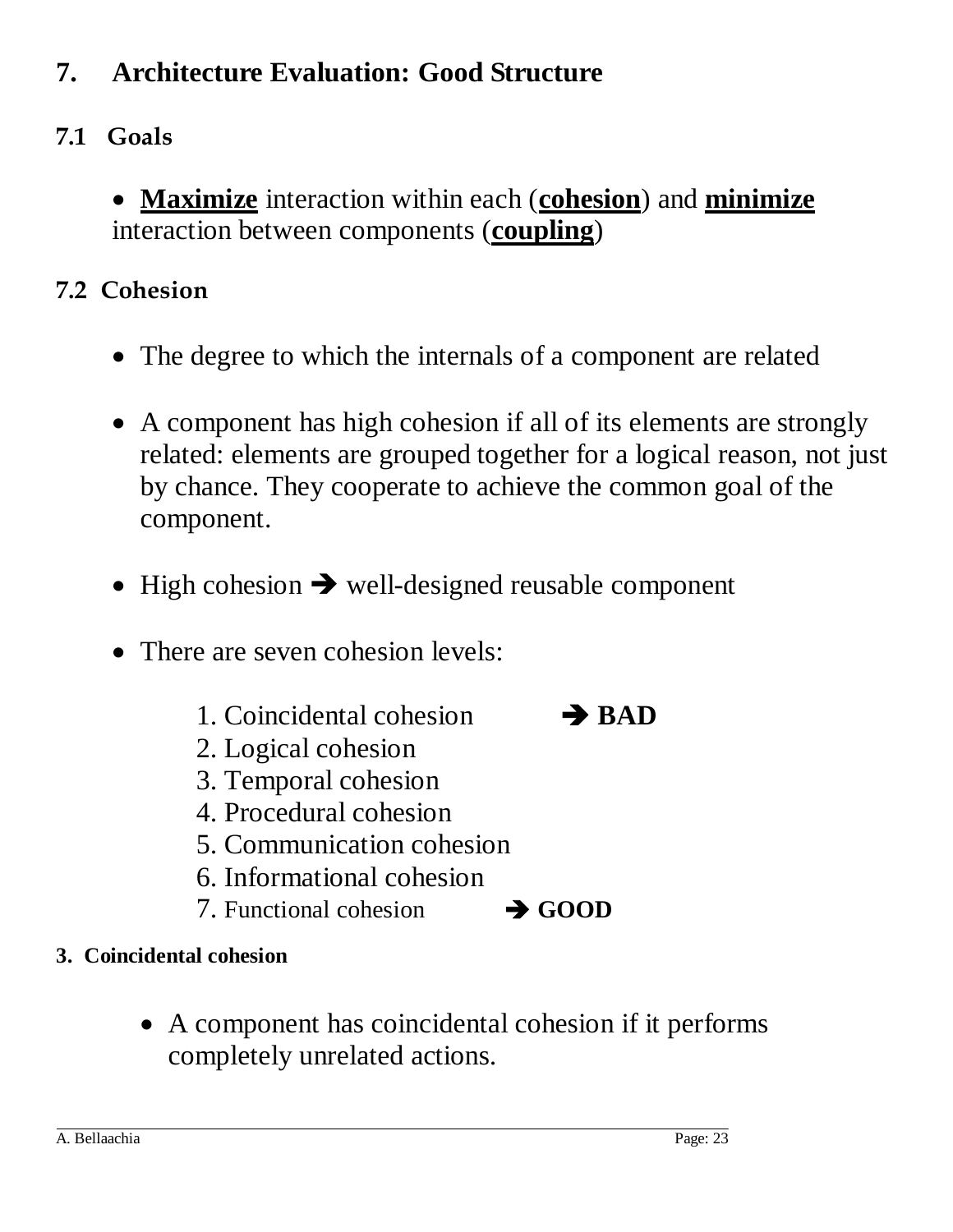# 7. Architecture Evaluation: Good Structure

## 7.1 Goals

- **<u>Maximize</u>** interaction within each (**<u>cohesion</u>**) and **<u>minimize</u>** interaction between components (**<u>coupling</u>**)

## 7.2 Cohesion

- The degree to which the internals of a component are related

- A component has high cohesion if all of its elements are strongly related: elements are grouped together for a logical reason, not just by chance. They cooperate to achieve the common goal of the component.

- High cohesion ➔ well-designed reusable component

- There are seven cohesion levels:

  1. Coincidental cohesion ➔ **BAD**
  2. Logical cohesion
  3. Temporal cohesion
  4. Procedural cohesion
  5. Communication cohesion
  6. Informational cohesion
  7. Functional cohesion ➔ **GOOD**

### 3. Coincidental cohesion

- A component has coincidental cohesion if it performs completely unrelated actions.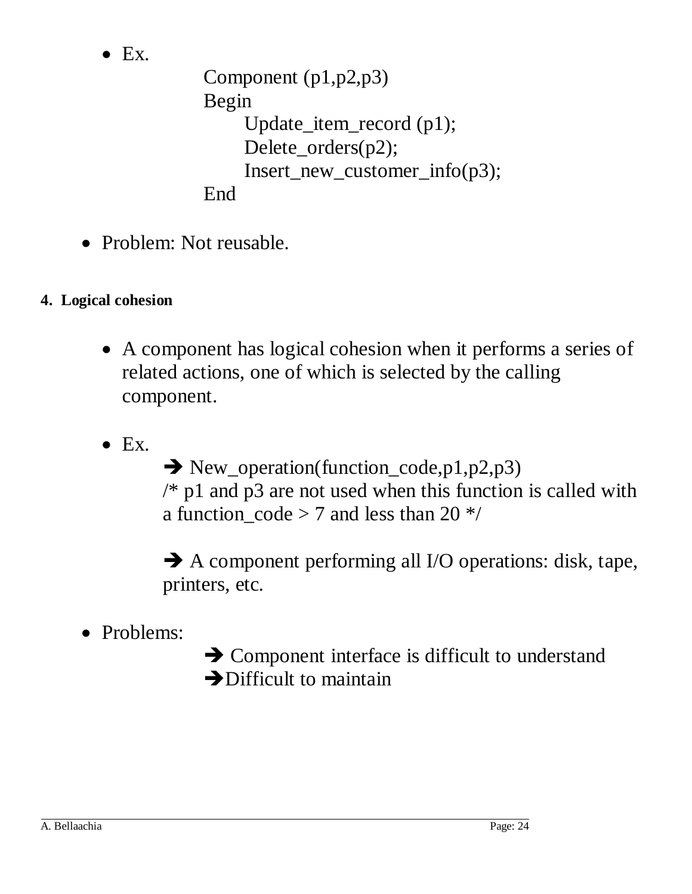- Ex.

```
Component (p1,p2,p3)
Begin
      Update_item_record (p1);
      Delete_orders(p2);
      Insert_new_customer_info(p3);
End
```

- Problem: Not reusable.

#### 4. Logical cohesion

- A component has logical cohesion when it performs a series of related actions, one of which is selected by the calling component.

- Ex.

  ➔ New_operation(function_code,p1,p2,p3)
  /* p1 and p3 are not used when this function is called with a function_code > 7 and less than 20 */

  ➔ A component performing all I/O operations: disk, tape, printers, etc.

- Problems:

  ➔ Component interface is difficult to understand
  ➔ Difficult to maintain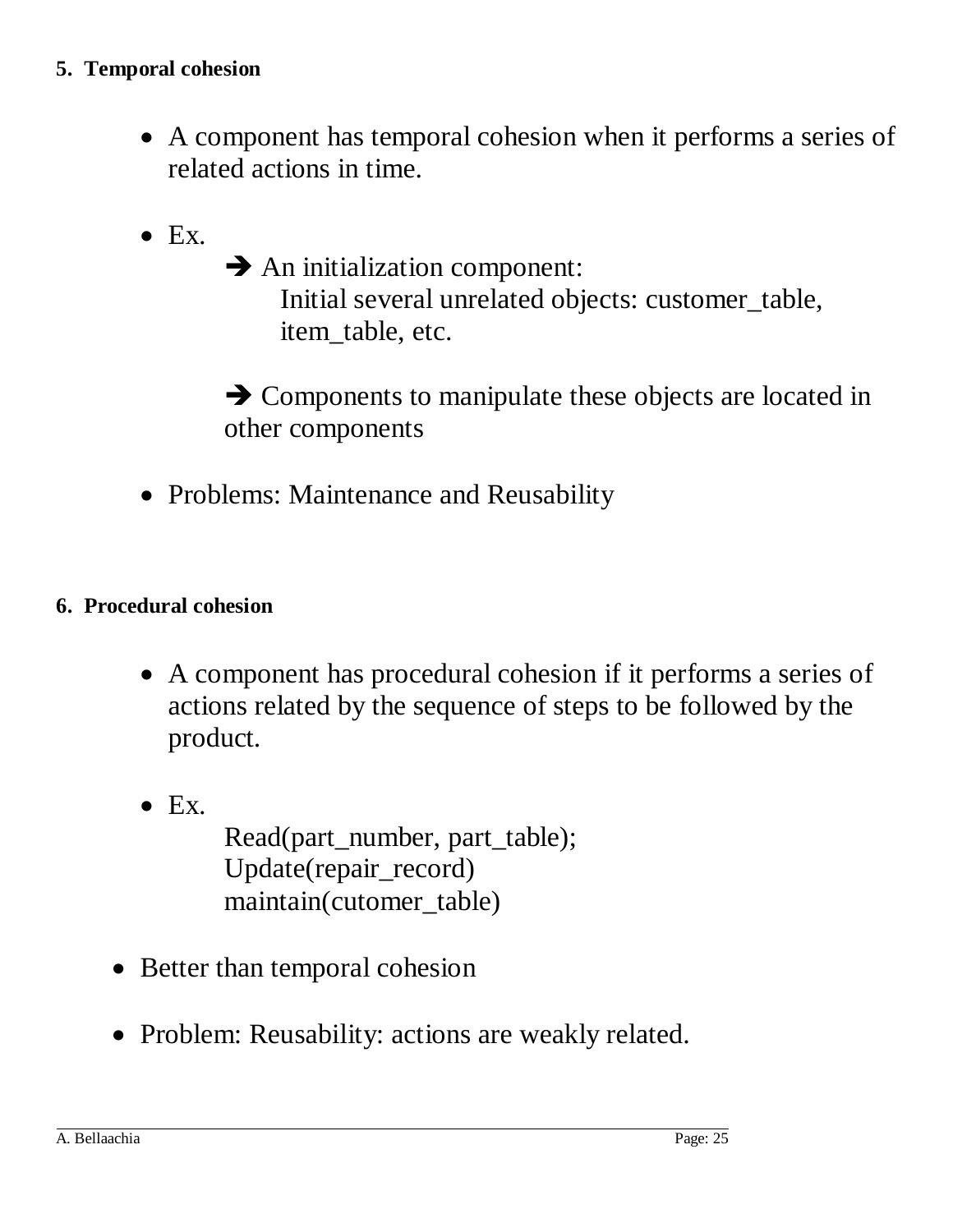**5. Temporal cohesion**

- A component has temporal cohesion when it performs a series of related actions in time.

- Ex.

  ➔ An initialization component:
  Initial several unrelated objects: customer_table, item_table, etc.

  ➔ Components to manipulate these objects are located in other components

- Problems: Maintenance and Reusability

**6. Procedural cohesion**

- A component has procedural cohesion if it performs a series of actions related by the sequence of steps to be followed by the product.

- Ex.

```
Read(part_number, part_table);
Update(repair_record)
maintain(cutomer_table)
```

- Better than temporal cohesion

- Problem: Reusability: actions are weakly related.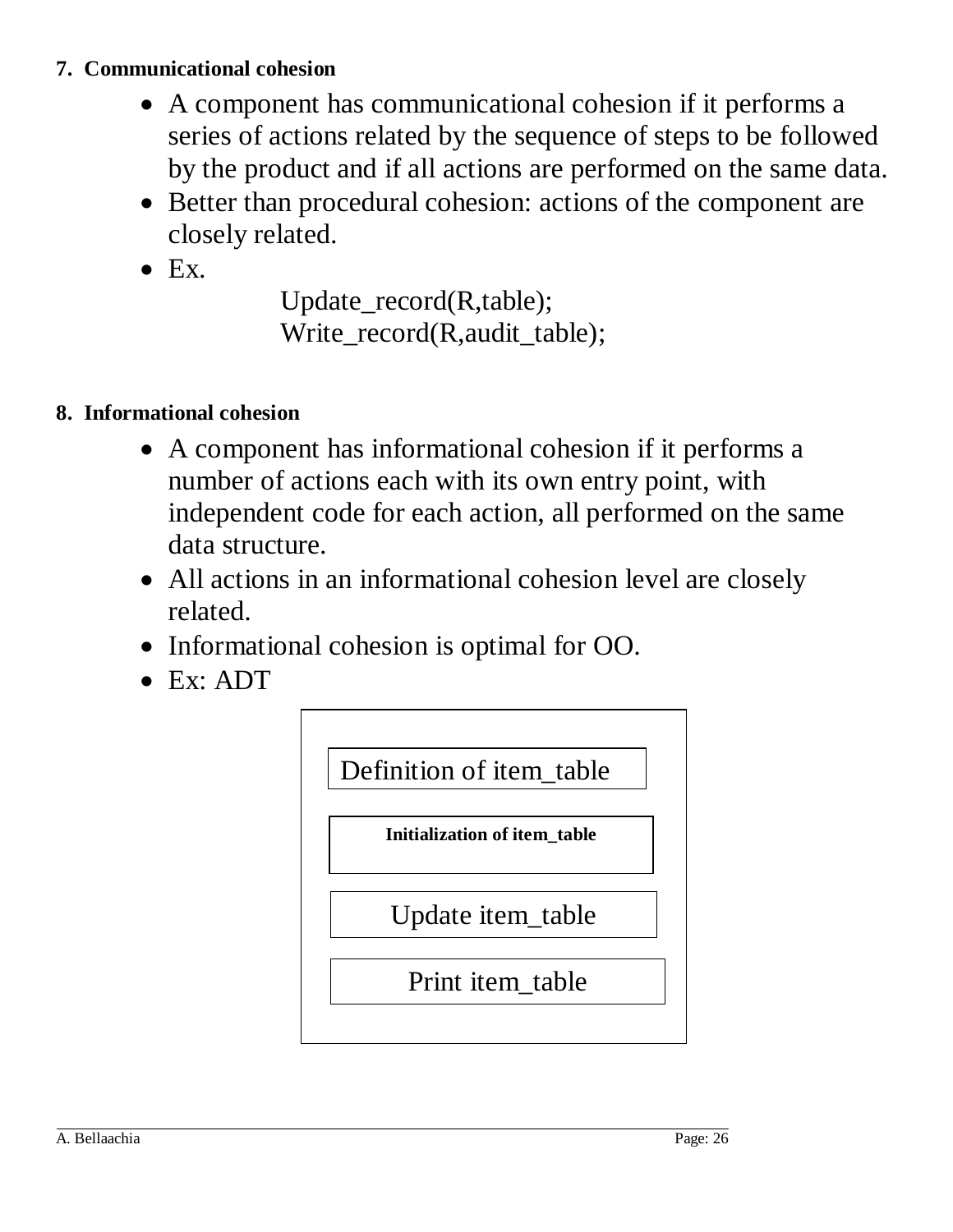**7. Communicational cohesion**

- A component has communicational cohesion if it performs a series of actions related by the sequence of steps to be followed by the product and if all actions are performed on the same data.
- Better than procedural cohesion: actions of the component are closely related.
- Ex.

```
Update_record(R,table);
Write_record(R,audit_table);
```

**8. Informational cohesion**

- A component has informational cohesion if it performs a number of actions each with its own entry point, with independent code for each action, all performed on the same data structure.
- All actions in an informational cohesion level are closely related.
- Informational cohesion is optimal for OO.
- Ex: ADT

| |
|---|
| Definition of item_table |
| **Initialization of item_table** |
| Update item_table |
| Print item_table |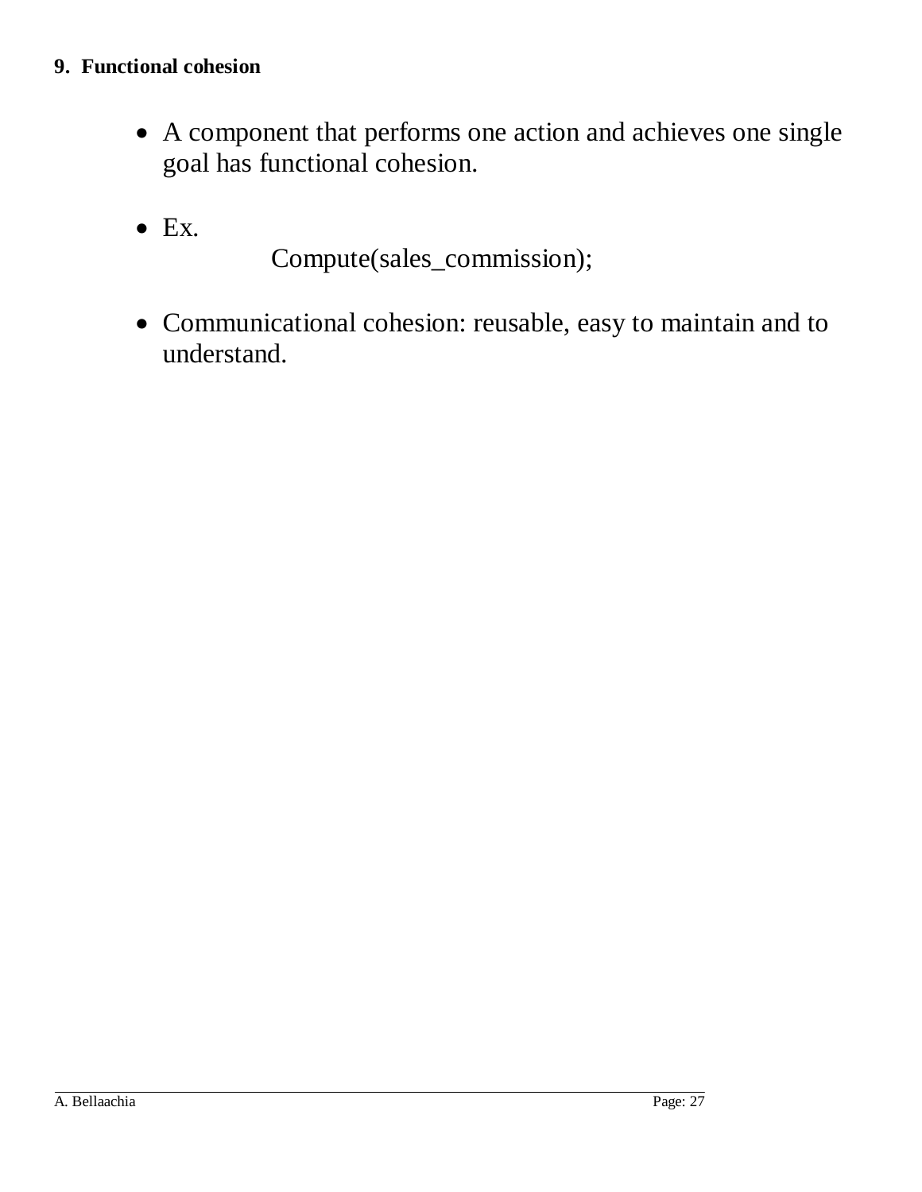**9. Functional cohesion**

- A component that performs one action and achieves one single goal has functional cohesion.

- Ex.

```
Compute(sales_commission);
```

- Communicational cohesion: reusable, easy to maintain and to understand.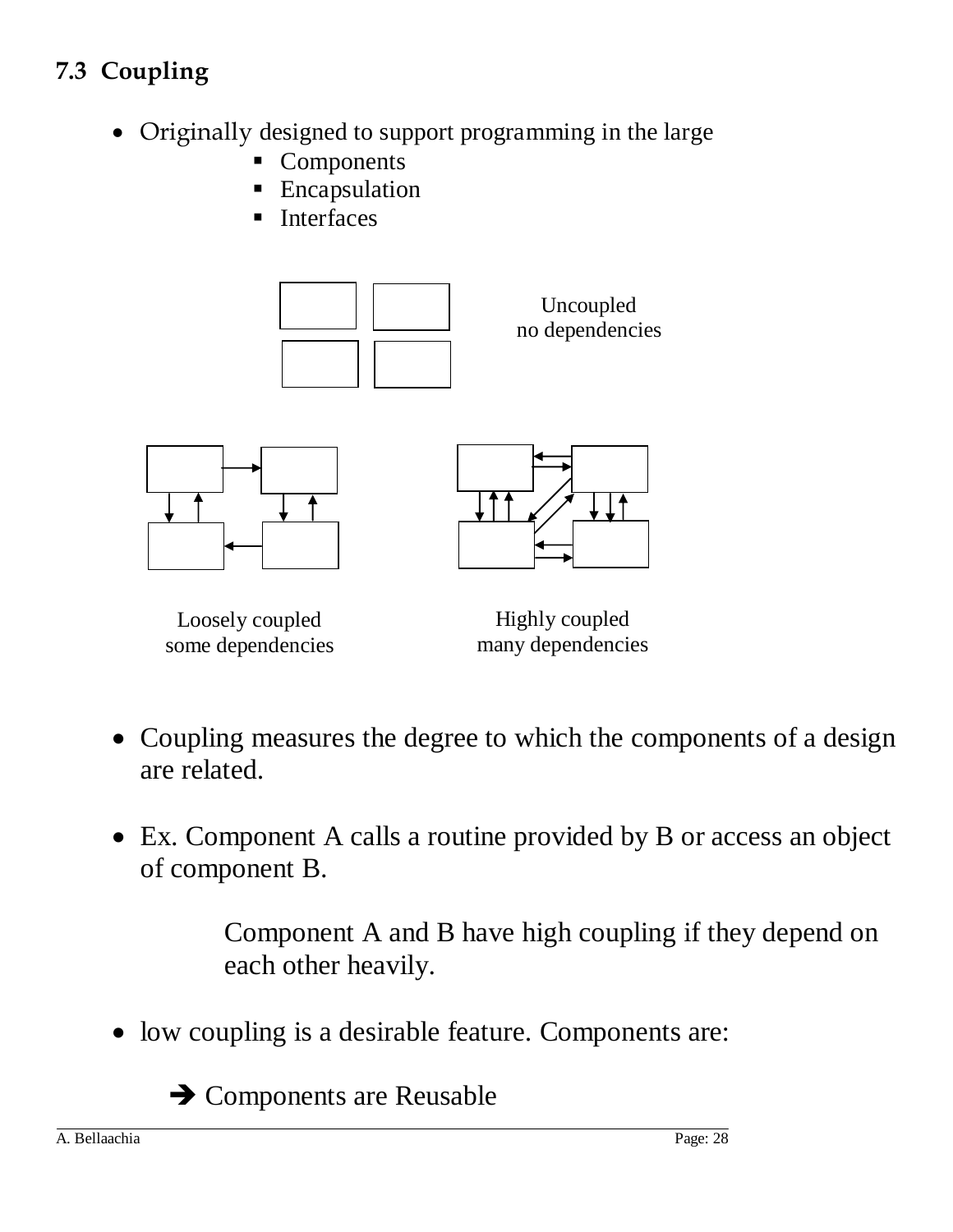### 7.3 Coupling

- Originally designed to support programming in the large
  - Components
  - Encapsulation
  - Interfaces

Uncoupled
no dependencies

Loosely coupled
some dependencies

Highly coupled
many dependencies

- Coupling measures the degree to which the components of a design are related.

- Ex. Component A calls a routine provided by B or access an object of component B.

  Component A and B have high coupling if they depend on each other heavily.

- low coupling is a desirable feature. Components are:

  ➔ Components are Reusable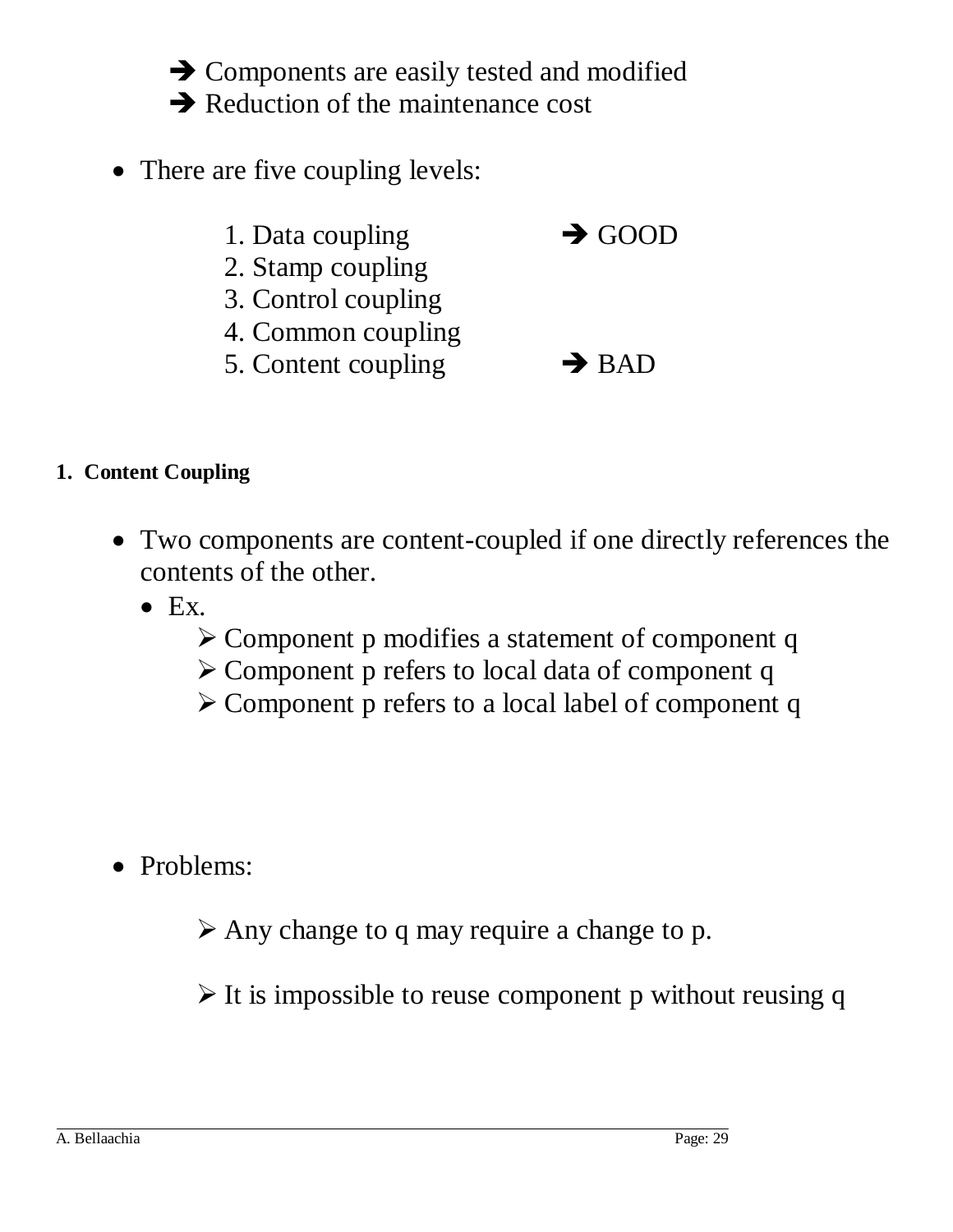- ➔ Components are easily tested and modified
- ➔ Reduction of the maintenance cost

- There are five coupling levels:

1. Data coupling ➔ GOOD
2. Stamp coupling
3. Control coupling
4. Common coupling
5. Content coupling ➔ BAD

### 1. Content Coupling

- Two components are content-coupled if one directly references the contents of the other.
  - Ex.
    - Component p modifies a statement of component q
    - Component p refers to local data of component q
    - Component p refers to a local label of component q

- Problems:
  - Any change to q may require a change to p.
  - It is impossible to reuse component p without reusing q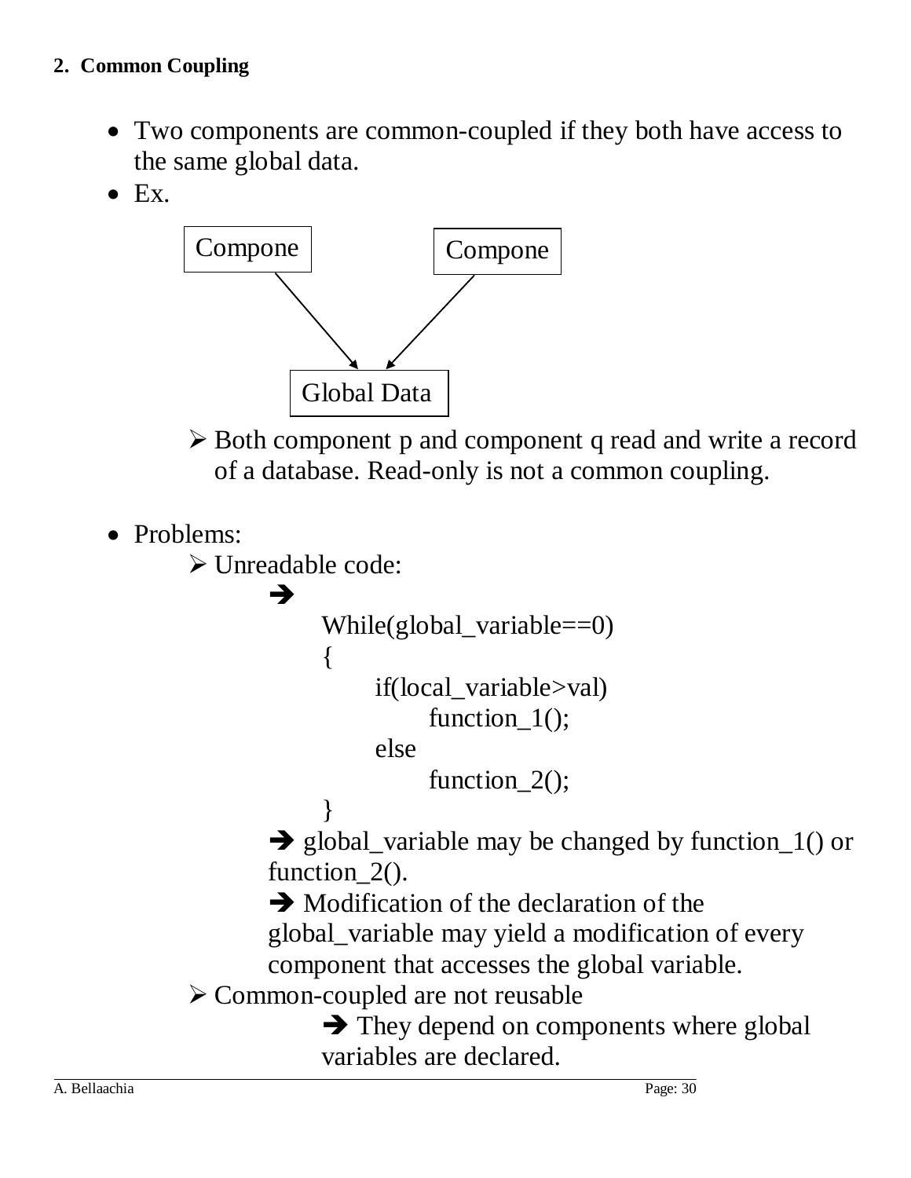**2. Common Coupling**

- Two components are common-coupled if they both have access to the same global data.
- Ex.

```
Compone        Compone
      \          /
       v        v
      Global Data
```

  - Both component p and component q read and write a record of a database. Read-only is not a common coupling.

- Problems:
  - Unreadable code:

    ➔

    ```
    While(global_variable==0)
    {
        if(local_variable>val)
            function_1();
        else
            function_2();
    }
    ```

    ➔ global_variable may be changed by function_1() or function_2().

    ➔ Modification of the declaration of the global_variable may yield a modification of every component that accesses the global variable.
  - Common-coupled are not reusable

    ➔ They depend on components where global variables are declared.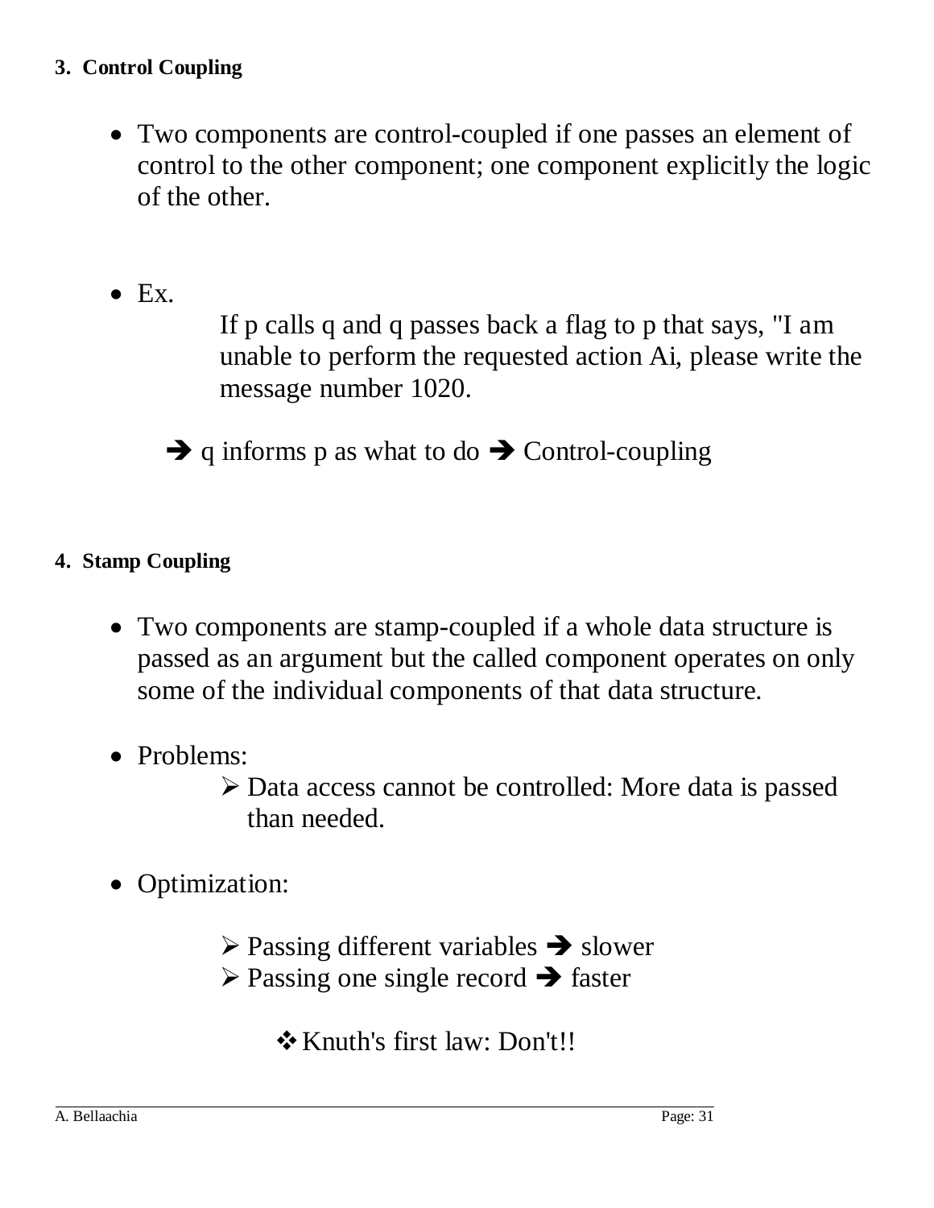### 3. Control Coupling

- Two components are control-coupled if one passes an element of control to the other component; one component explicitly the logic of the other.

- Ex.

  If p calls q and q passes back a flag to p that says, "I am unable to perform the requested action Ai, please write the message number 1020.

  ➔ q informs p as what to do ➔ Control-coupling

### 4. Stamp Coupling

- Two components are stamp-coupled if a whole data structure is passed as an argument but the called component operates on only some of the individual components of that data structure.

- Problems:
  - Data access cannot be controlled: More data is passed than needed.

- Optimization:
  - Passing different variables ➔ slower
  - Passing one single record ➔ faster
    - Knuth's first law: Don't!!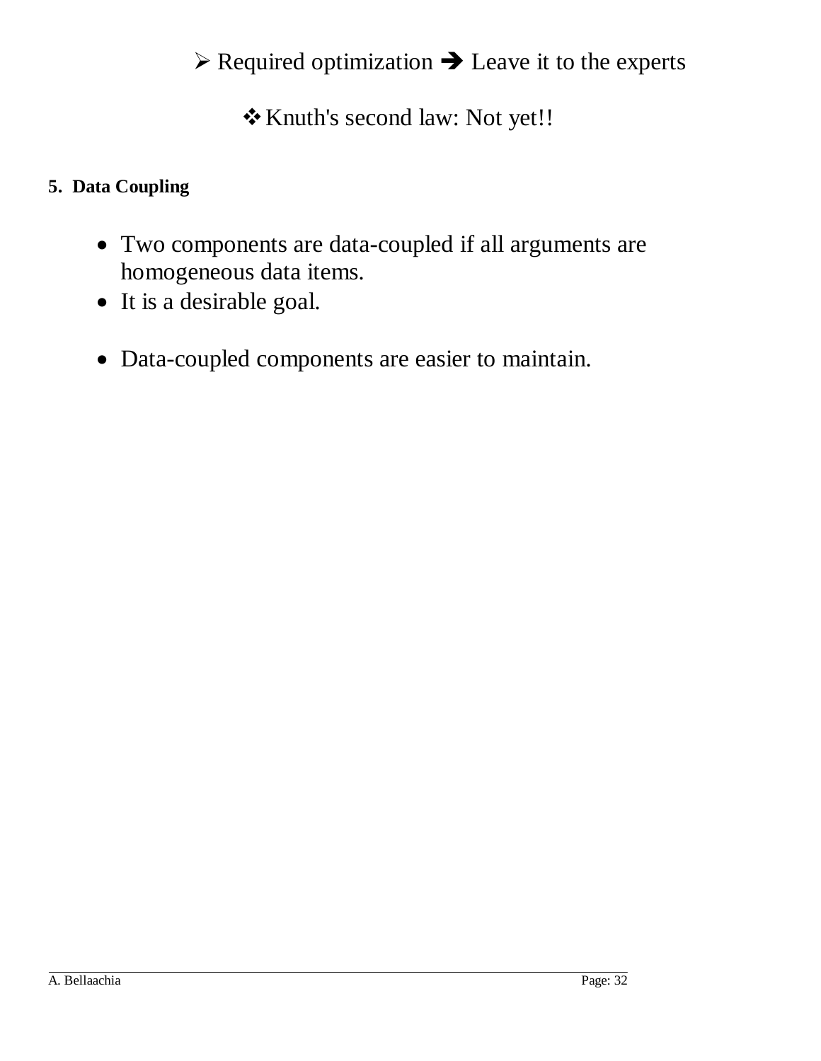- Required optimization ➔ Leave it to the experts

  - Knuth's second law: Not yet!!

**5. Data Coupling**

- Two components are data-coupled if all arguments are homogeneous data items.
- It is a desirable goal.
- Data-coupled components are easier to maintain.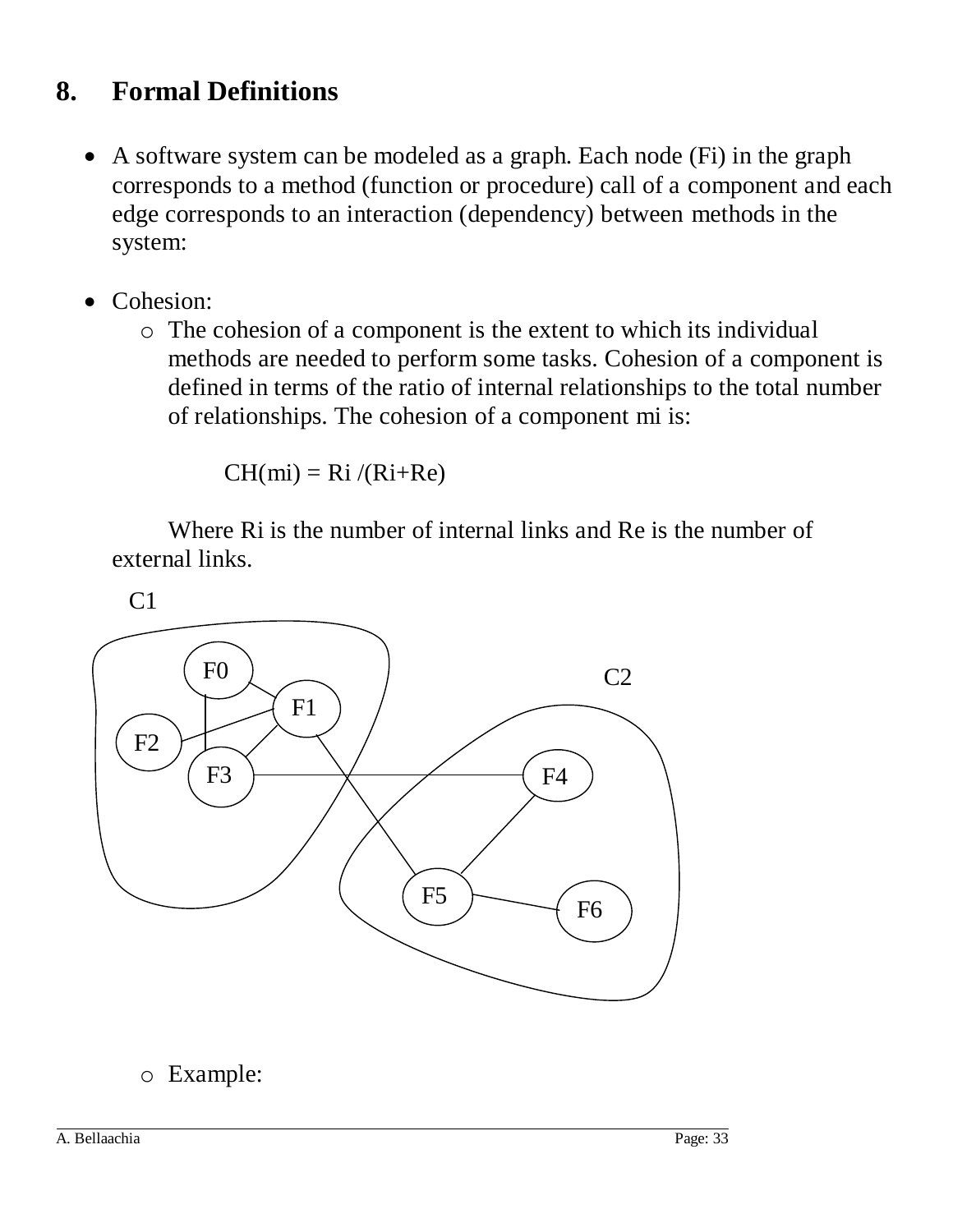## 8. Formal Definitions

- A software system can be modeled as a graph. Each node (Fi) in the graph corresponds to a method (function or procedure) call of a component and each edge corresponds to an interaction (dependency) between methods in the system:

- Cohesion:
  - The cohesion of a component is the extent to which its individual methods are needed to perform some tasks. Cohesion of a component is defined in terms of the ratio of internal relationships to the total number of relationships. The cohesion of a component mi is:

    $$CH(mi) = Ri / (Ri+Re)$$

    Where Ri is the number of internal links and Re is the number of external links.

  - Example: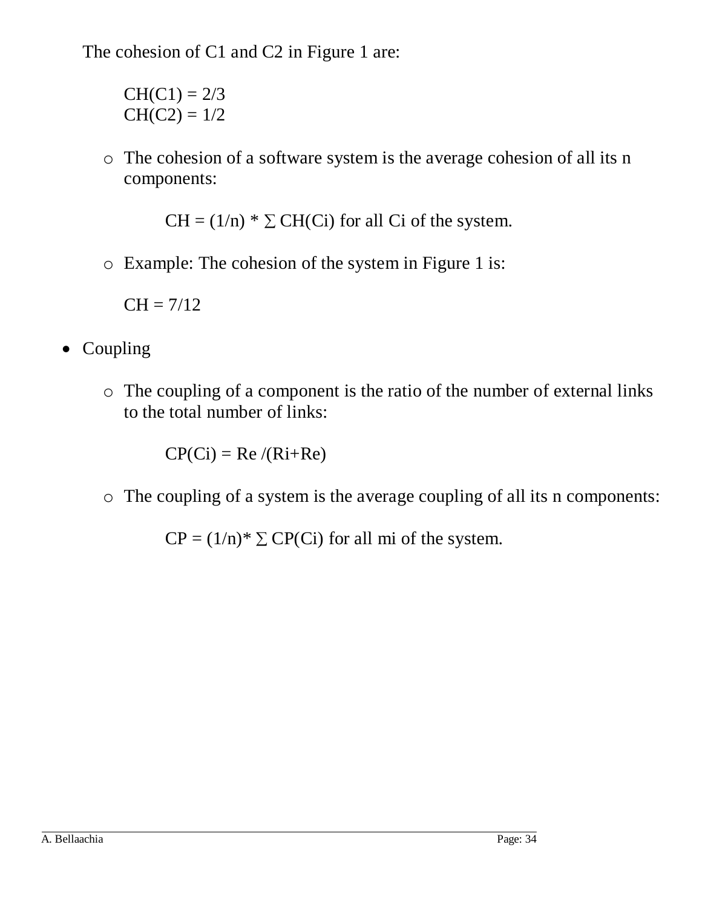The cohesion of C1 and C2 in Figure 1 are:

$CH(C1) = 2/3$
$CH(C2) = 1/2$

- The cohesion of a software system is the average cohesion of all its n components:

  $$CH = (1/n) * \sum CH(Ci) \text{ for all } Ci \text{ of the system.}$$

- Example: The cohesion of the system in Figure 1 is:

  $CH = 7/12$

- Coupling

  - The coupling of a component is the ratio of the number of external links to the total number of links:

    $$CP(Ci) = Re /(Ri+Re)$$

  - The coupling of a system is the average coupling of all its n components:

    $$CP = (1/n)* \sum CP(Ci) \text{ for all } mi \text{ of the system.}$$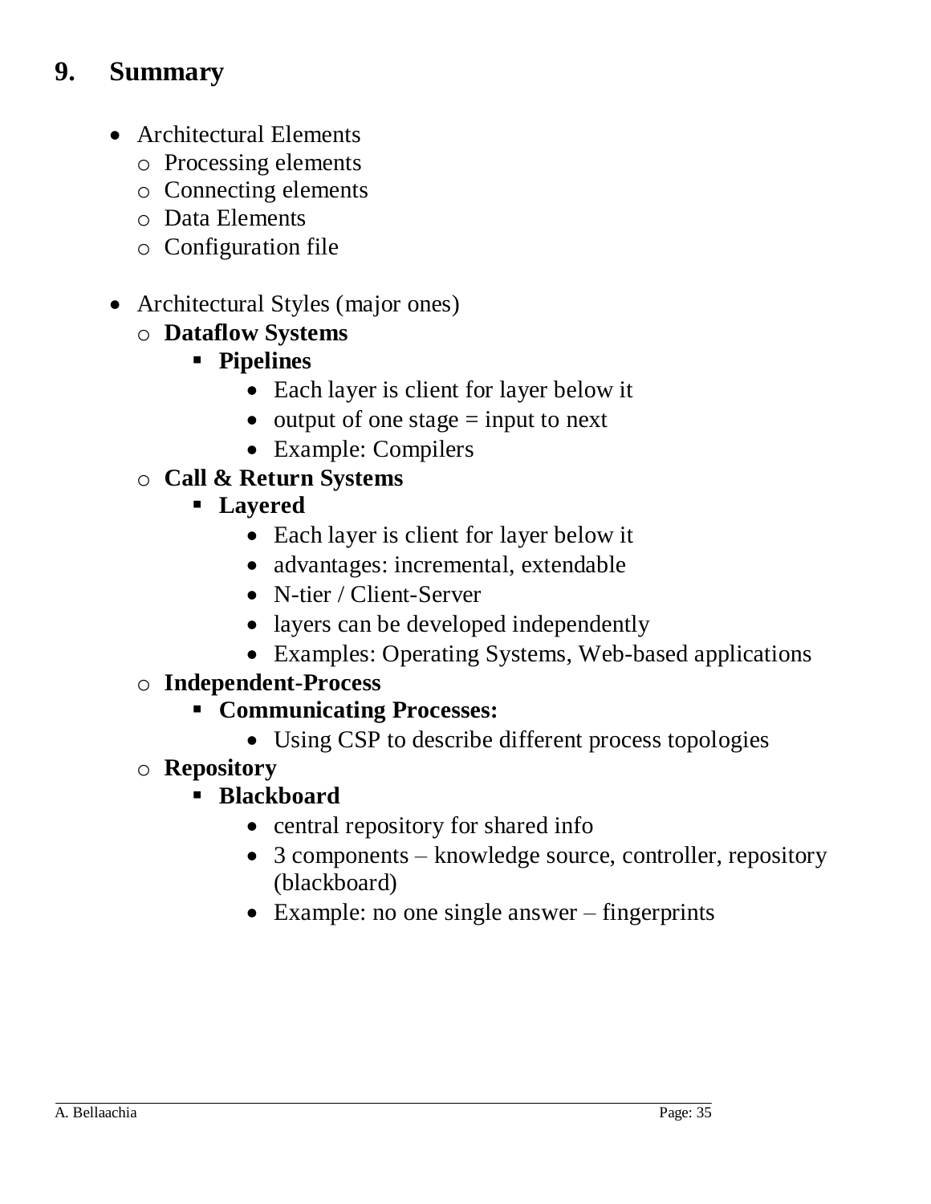## 9. Summary

- Architectural Elements
  - Processing elements
  - Connecting elements
  - Data Elements
  - Configuration file

- Architectural Styles (major ones)
  - **Dataflow Systems**
    - **Pipelines**
      - Each layer is client for layer below it
      - output of one stage = input to next
      - Example: Compilers
  - **Call & Return Systems**
    - **Layered**
      - Each layer is client for layer below it
      - advantages: incremental, extendable
      - N-tier / Client-Server
      - layers can be developed independently
      - Examples: Operating Systems, Web-based applications
  - **Independent-Process**
    - **Communicating Processes:**
      - Using CSP to describe different process topologies
  - **Repository**
    - **Blackboard**
      - central repository for shared info
      - 3 components – knowledge source, controller, repository (blackboard)
      - Example: no one single answer – fingerprints